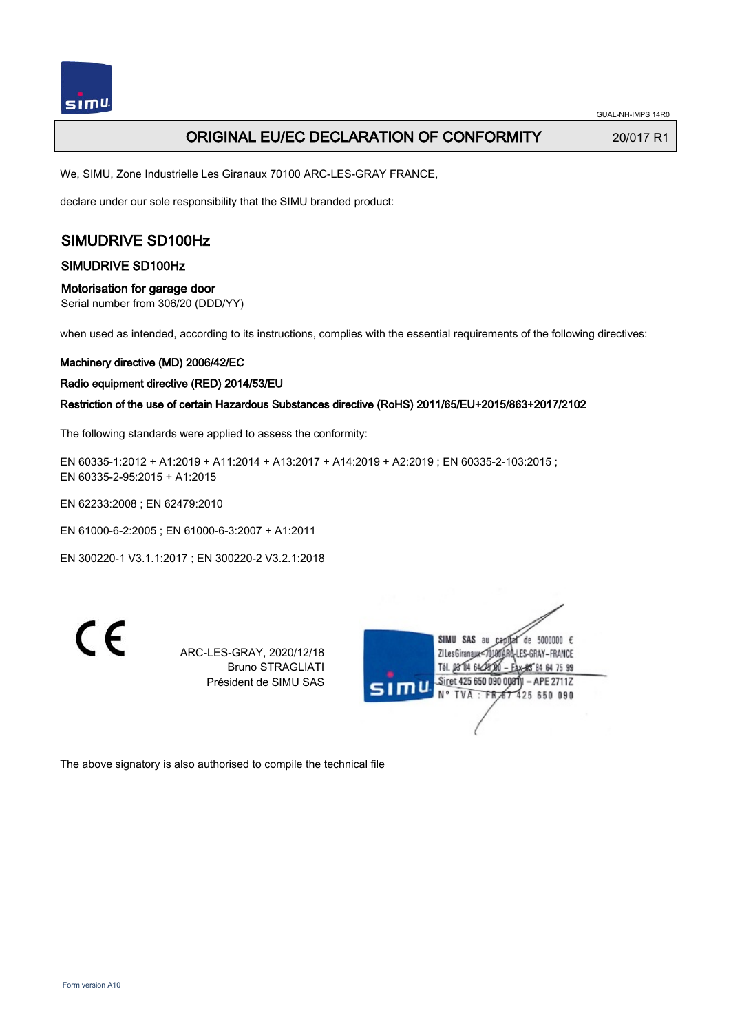# ORIGINAL EU/EC DECLARATION OF CONFORMITY

20/017 R1

We, SIMU, Zone Industrielle Les Giranaux 70100 ARC-LES-GRAY FRANCE,

declare under our sole responsibility that the SIMU branded product:

## SIMUDRIVE SD100Hz

### SIMUDRIVE SD100Hz

### Motorisation for garage door

Serial number from 306/20 (DDD/YY)

when used as intended, according to its instructions, complies with the essential requirements of the following directives:

**Machinery directive (MD) 2006/42/EC**

**Radio equipment directive (RED) 2014/53/EU**

**Restriction of the use of certain Hazardous Substances directive (RoHS) 2011/65/EU+2015/863+2017/2102**

The following standards were applied to assess the conformity:

EN 60335-1:2012 + A1:2019 + A11:2014 + A13:2017 + A14:2019 + A2:2019 ; EN 60335-2-103:2015 ;
EN 60335-2-95:2015 + A1:2015

EN 62233:2008 ; EN 62479:2010

EN 61000-6-2:2005 ; EN 61000-6-3:2007 + A1:2011

EN 300220-1 V3.1.1:2017 ; EN 300220-2 V3.2.1:2018

CE

ARC-LES-GRAY, 2020/12/18
Bruno STRAGLIATI
Président de SIMU SAS

SIMU SAS au capital de 5000000 €
ZI Les Giranaux 70100 ARC-LES-GRAY-FRANCE
Tél. 03 84 64 75 00 – Fax 03 84 64 75 99
Siret 425 650 090 00811 – APE 2711Z
N° TVA : FR 87 425 650 090

The above signatory is also authorised to compile the technical file

Form version A10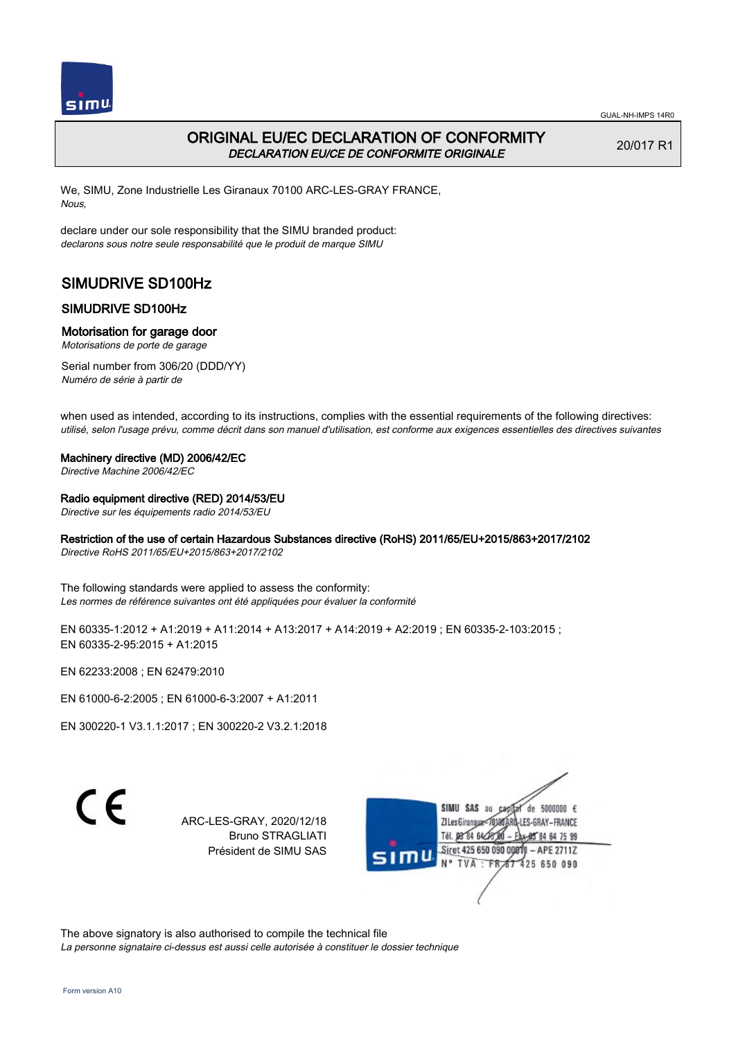GUAL-NH-IMPS 14R0

# ORIGINAL EU/EC DECLARATION OF CONFORMITY

*DECLARATION EU/CE DE CONFORMITE ORIGINALE*

20/017 R1

We, SIMU, Zone Industrielle Les Giranaux 70100 ARC-LES-GRAY FRANCE,
*Nous,*

declare under our sole responsibility that the SIMU branded product:
*declarons sous notre seule responsabilité que le produit de marque SIMU*

## SIMUDRIVE SD100Hz

### SIMUDRIVE SD100Hz

### Motorisation for garage door

*Motorisations de porte de garage*

Serial number from 306/20 (DDD/YY)
*Numéro de série à partir de*

when used as intended, according to its instructions, complies with the essential requirements of the following directives:
*utilisé, selon l'usage prévu, comme décrit dans son manuel d'utilisation, est conforme aux exigences essentielles des directives suivantes*

**Machinery directive (MD) 2006/42/EC**
*Directive Machine 2006/42/EC*

**Radio equipment directive (RED) 2014/53/EU**
*Directive sur les équipements radio 2014/53/EU*

**Restriction of the use of certain Hazardous Substances directive (RoHS) 2011/65/EU+2015/863+2017/2102**
*Directive RoHS 2011/65/EU+2015/863+2017/2102*

The following standards were applied to assess the conformity:
*Les normes de référence suivantes ont été appliquées pour évaluer la conformité*

EN 60335-1:2012 + A1:2019 + A11:2014 + A13:2017 + A14:2019 + A2:2019 ; EN 60335-2-103:2015 ;
EN 60335-2-95:2015 + A1:2015

EN 62233:2008 ; EN 62479:2010

EN 61000-6-2:2005 ; EN 61000-6-3:2007 + A1:2011

EN 300220-1 V3.1.1:2017 ; EN 300220-2 V3.2.1:2018

CE

ARC-LES-GRAY, 2020/12/18
Bruno STRAGLIATI
Président de SIMU SAS

SIMU SAS au capital de 5000000 €
ZI Les Giranaux 70100 ARC-LES-GRAY-FRANCE
Tél. 03 84 64 75 00 – Fax 03 84 64 75 99
Siret 425 650 090 00011 – APE 2711Z
N° TVA : FR 87 425 650 090

The above signatory is also authorised to compile the technical file
*La personne signataire ci-dessus est aussi celle autorisée à constituer le dossier technique*

Form version A10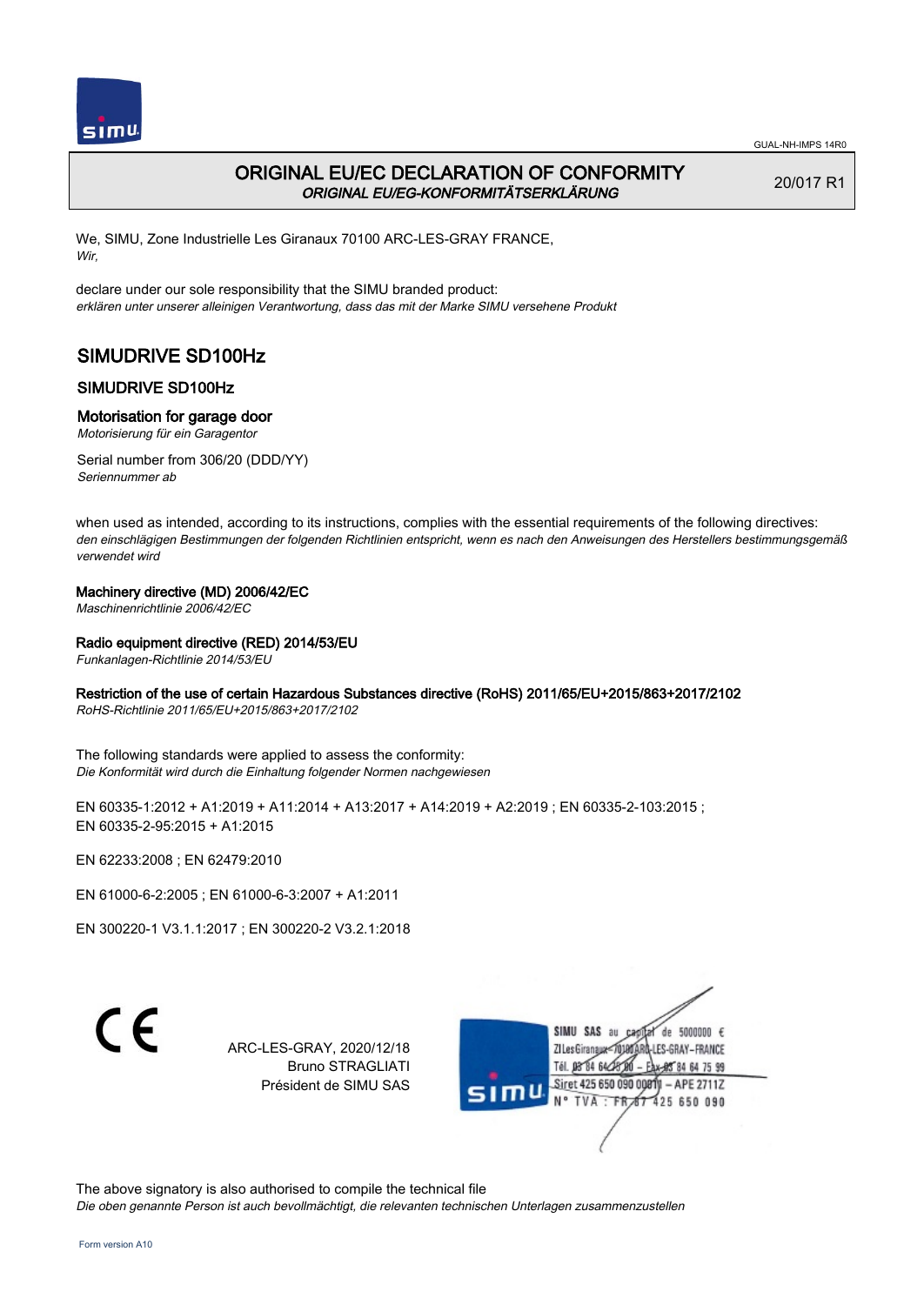# ORIGINAL EU/EC DECLARATION OF CONFORMITY

*ORIGINAL EU/EG-KONFORMITÄTSERKLÄRUNG*

20/017 R1

We, SIMU, Zone Industrielle Les Giranaux 70100 ARC-LES-GRAY FRANCE,
*Wir,*

declare under our sole responsibility that the SIMU branded product:
*erklären unter unserer alleinigen Verantwortung, dass das mit der Marke SIMU versehene Produkt*

## SIMUDRIVE SD100Hz

### SIMUDRIVE SD100Hz

### Motorisation for garage door

*Motorisierung für ein Garagentor*

Serial number from 306/20 (DDD/YY)
*Seriennummer ab*

when used as intended, according to its instructions, complies with the essential requirements of the following directives:
*den einschlägigen Bestimmungen der folgenden Richtlinien entspricht, wenn es nach den Anweisungen des Herstellers bestimmungsgemäß verwendet wird*

**Machinery directive (MD) 2006/42/EC**
*Maschinenrichtlinie 2006/42/EC*

**Radio equipment directive (RED) 2014/53/EU**
*Funkanlagen-Richtlinie 2014/53/EU*

**Restriction of the use of certain Hazardous Substances directive (RoHS) 2011/65/EU+2015/863+2017/2102**
*RoHS-Richtlinie 2011/65/EU+2015/863+2017/2102*

The following standards were applied to assess the conformity:
*Die Konformität wird durch die Einhaltung folgender Normen nachgewiesen*

EN 60335-1:2012 + A1:2019 + A11:2014 + A13:2017 + A14:2019 + A2:2019 ; EN 60335-2-103:2015 ;
EN 60335-2-95:2015 + A1:2015

EN 62233:2008 ; EN 62479:2010

EN 61000-6-2:2005 ; EN 61000-6-3:2007 + A1:2011

EN 300220-1 V3.1.1:2017 ; EN 300220-2 V3.2.1:2018

ARC-LES-GRAY, 2020/12/18
Bruno STRAGLIATI
Président de SIMU SAS

SIMU SAS au capital de 5000000 €
ZI Les Giranaux 70100 ARC-LES-GRAY-FRANCE
Tél. 03 84 64 75 00 – Fax 03 84 64 75 99
Siret 425 650 090 00011 – APE 2711Z
N° TVA : FR 87 425 650 090

The above signatory is also authorised to compile the technical file
*Die oben genannte Person ist auch bevollmächtigt, die relevanten technischen Unterlagen zusammenzustellen*

Form version A10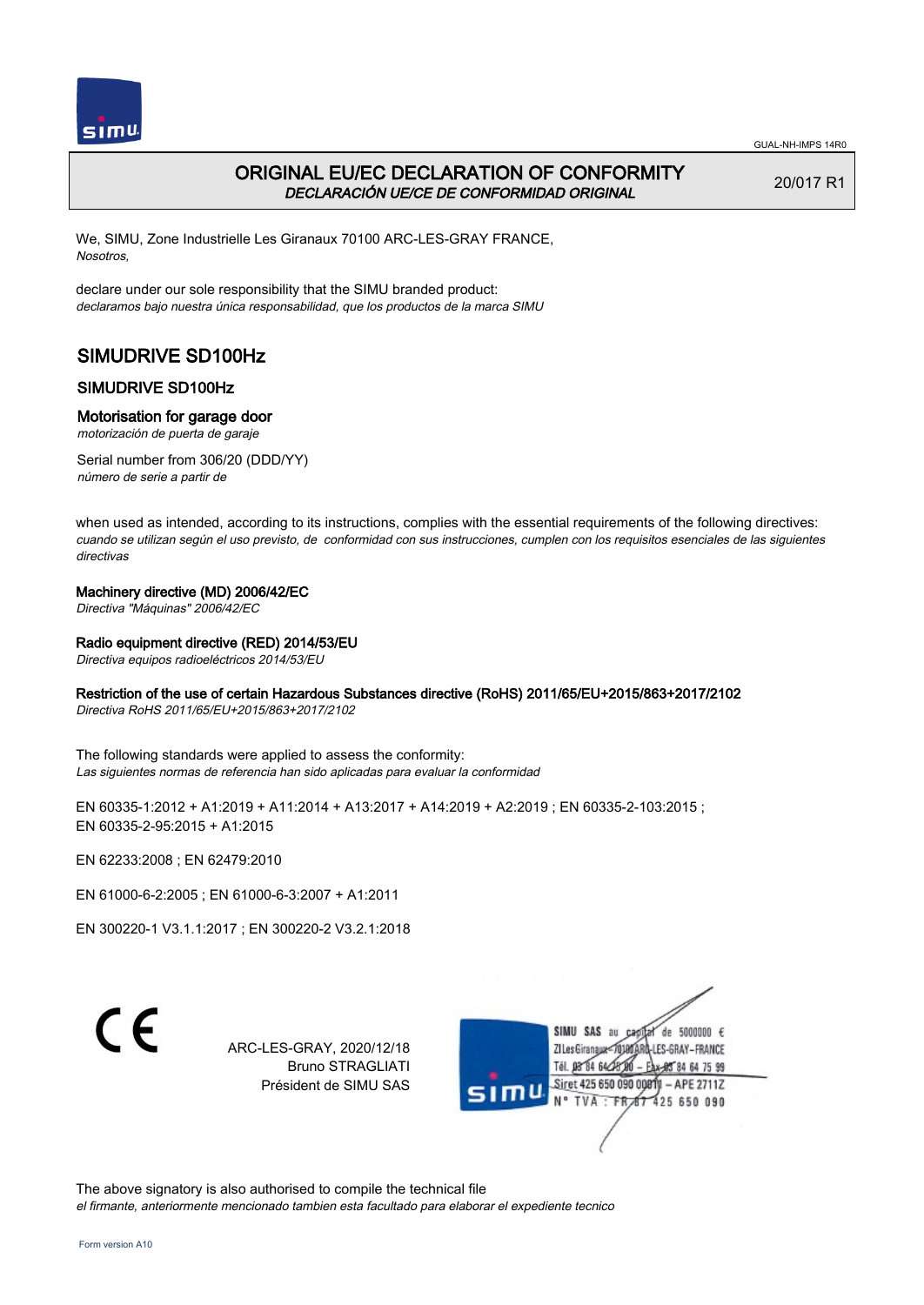# ORIGINAL EU/EC DECLARATION OF CONFORMITY
*DECLARACIÓN UE/CE DE CONFORMIDAD ORIGINAL*

20/017 R1

We, SIMU, Zone Industrielle Les Giranaux 70100 ARC-LES-GRAY FRANCE,
*Nosotros,*

declare under our sole responsibility that the SIMU branded product:
*declaramos bajo nuestra única responsabilidad, que los productos de la marca SIMU*

## SIMUDRIVE SD100Hz

### SIMUDRIVE SD100Hz

### Motorisation for garage door
*motorización de puerta de garaje*

Serial number from 306/20 (DDD/YY)
*número de serie a partir de*

when used as intended, according to its instructions, complies with the essential requirements of the following directives:
*cuando se utilizan según el uso previsto, de conformidad con sus instrucciones, cumplen con los requisitos esenciales de las siguientes directivas*

**Machinery directive (MD) 2006/42/EC**
*Directiva "Máquinas" 2006/42/EC*

**Radio equipment directive (RED) 2014/53/EU**
*Directiva equipos radioeléctricos 2014/53/EU*

**Restriction of the use of certain Hazardous Substances directive (RoHS) 2011/65/EU+2015/863+2017/2102**
*Directiva RoHS 2011/65/EU+2015/863+2017/2102*

The following standards were applied to assess the conformity:
*Las siguientes normas de referencia han sido aplicadas para evaluar la conformidad*

EN 60335-1:2012 + A1:2019 + A11:2014 + A13:2017 + A14:2019 + A2:2019 ; EN 60335-2-103:2015 ;
EN 60335-2-95:2015 + A1:2015

EN 62233:2008 ; EN 62479:2010

EN 61000-6-2:2005 ; EN 61000-6-3:2007 + A1:2011

EN 300220-1 V3.1.1:2017 ; EN 300220-2 V3.2.1:2018

CE

ARC-LES-GRAY, 2020/12/18
Bruno STRAGLIATI
Président de SIMU SAS

SIMU SAS au capital de 5000000 €
ZI Les Giranaux 70100 ARC-LES-GRAY-FRANCE
Tél. 03 84 64 75 00 – Fax 03 84 64 75 99
Siret 425 650 090 00011 – APE 2711Z
N° TVA : FR 87 425 650 090

The above signatory is also authorised to compile the technical file
*el firmante, anteriormente mencionado tambien esta facultado para elaborar el expediente tecnico*

Form version A10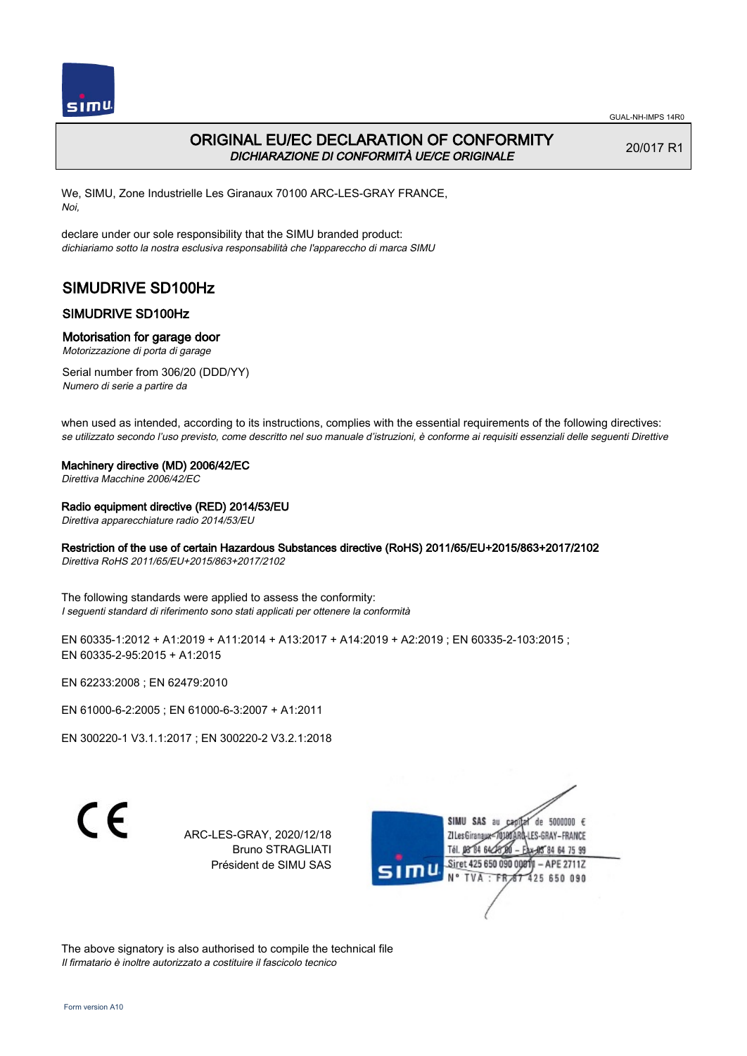GUAL-NH-IMPS 14R0

# ORIGINAL EU/EC DECLARATION OF CONFORMITY
*DICHIARAZIONE DI CONFORMITÀ UE/CE ORIGINALE*

20/017 R1

We, SIMU, Zone Industrielle Les Giranaux 70100 ARC-LES-GRAY FRANCE,
*Noi,*

declare under our sole responsibility that the SIMU branded product:
*dichiariamo sotto la nostra esclusiva responsabilità che l'apparecchio di marca SIMU*

## SIMUDRIVE SD100Hz

### SIMUDRIVE SD100Hz

### Motorisation for garage door
*Motorizzazione di porta di garage*

Serial number from 306/20 (DDD/YY)
*Numero di serie a partire da*

when used as intended, according to its instructions, complies with the essential requirements of the following directives:
*se utilizzato secondo l'uso previsto, come descritto nel suo manuale d'istruzioni, è conforme ai requisiti essenziali delle seguenti Direttive*

**Machinery directive (MD) 2006/42/EC**
*Direttiva Macchine 2006/42/EC*

**Radio equipment directive (RED) 2014/53/EU**
*Direttiva apparecchiature radio 2014/53/EU*

**Restriction of the use of certain Hazardous Substances directive (RoHS) 2011/65/EU+2015/863+2017/2102**
*Direttiva RoHS 2011/65/EU+2015/863+2017/2102*

The following standards were applied to assess the conformity:
*I seguenti standard di riferimento sono stati applicati per ottenere la conformità*

EN 60335-1:2012 + A1:2019 + A11:2014 + A13:2017 + A14:2019 + A2:2019 ; EN 60335-2-103:2015 ;
EN 60335-2-95:2015 + A1:2015

EN 62233:2008 ; EN 62479:2010

EN 61000-6-2:2005 ; EN 61000-6-3:2007 + A1:2011

EN 300220-1 V3.1.1:2017 ; EN 300220-2 V3.2.1:2018

CE

ARC-LES-GRAY, 2020/12/18
Bruno STRAGLIATI
Président de SIMU SAS

SIMU SAS au capital de 5000000 €
ZI Les Giranaux 70100 ARC-LES-GRAY-FRANCE
Tél. 03 84 64 75 00 – Fax 03 84 64 75 99
Siret 425 650 090 00011 – APE 2711Z
N° TVA : FR 87 425 650 090

The above signatory is also authorised to compile the technical file
*Il firmatario è inoltre autorizzato a costituire il fascicolo tecnico*

Form version A10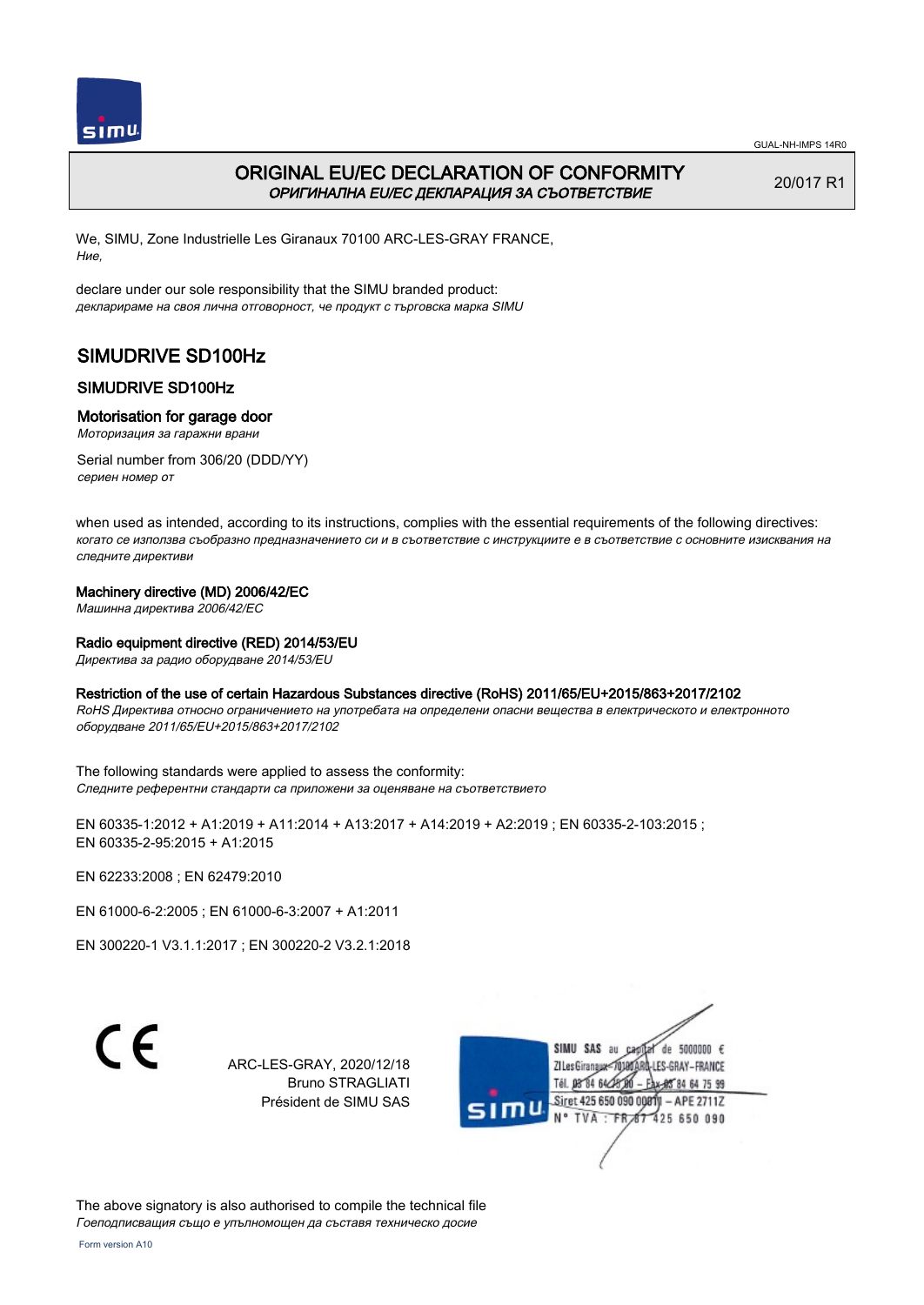GUAL-NH-IMPS 14R0

# ORIGINAL EU/EC DECLARATION OF CONFORMITY
*ОРИГИНАЛНА EU/EC ДЕКЛАРАЦИЯ ЗА СЪОТВЕТСТВИЕ*

20/017 R1

We, SIMU, Zone Industrielle Les Giranaux 70100 ARC-LES-GRAY FRANCE,
*Ние,*

declare under our sole responsibility that the SIMU branded product:
*декларираме на своя лична отговорност, че продукт с търговска марка SIMU*

## SIMUDRIVE SD100Hz

### SIMUDRIVE SD100Hz

### Motorisation for garage door
*Моторизация за гаражни врани*

Serial number from 306/20 (DDD/YY)
*сериен номер от*

when used as intended, according to its instructions, complies with the essential requirements of the following directives:
*когато се използва съобразно предназначението си и в съответствие с инструкциите е в съответствие с основните изисквания на следните директиви*

**Machinery directive (MD) 2006/42/EC**
*Машинна директива 2006/42/EC*

**Radio equipment directive (RED) 2014/53/EU**
*Директива за радио оборудване 2014/53/EU*

**Restriction of the use of certain Hazardous Substances directive (RoHS) 2011/65/EU+2015/863+2017/2102**
*RoHS Директива относно ограничението на употребата на определени опасни вещества в електрическото и електронното оборудване 2011/65/EU+2015/863+2017/2102*

The following standards were applied to assess the conformity:
*Следните референтни стандарти са приложени за оценяване на съответствието*

EN 60335-1:2012 + A1:2019 + A11:2014 + A13:2017 + A14:2019 + A2:2019 ; EN 60335-2-103:2015 ;
EN 60335-2-95:2015 + A1:2015

EN 62233:2008 ; EN 62479:2010

EN 61000-6-2:2005 ; EN 61000-6-3:2007 + A1:2011

EN 300220-1 V3.1.1:2017 ; EN 300220-2 V3.2.1:2018

CE

ARC-LES-GRAY, 2020/12/18
Bruno STRAGLIATI
Président de SIMU SAS

SIMU SAS au capital de 5000000 €
ZI Les Giranaux 70100 ARC-LES-GRAY-FRANCE
Tél. 03 84 64 75 00 – Fax 03 84 64 75 99
Siret 425 650 090 00011 – APE 2711Z
N° TVA : FR 87 425 650 090

The above signatory is also authorised to compile the technical file
*Гоеподписващия също е упълномощен да съставя техническо досие*

Form version A10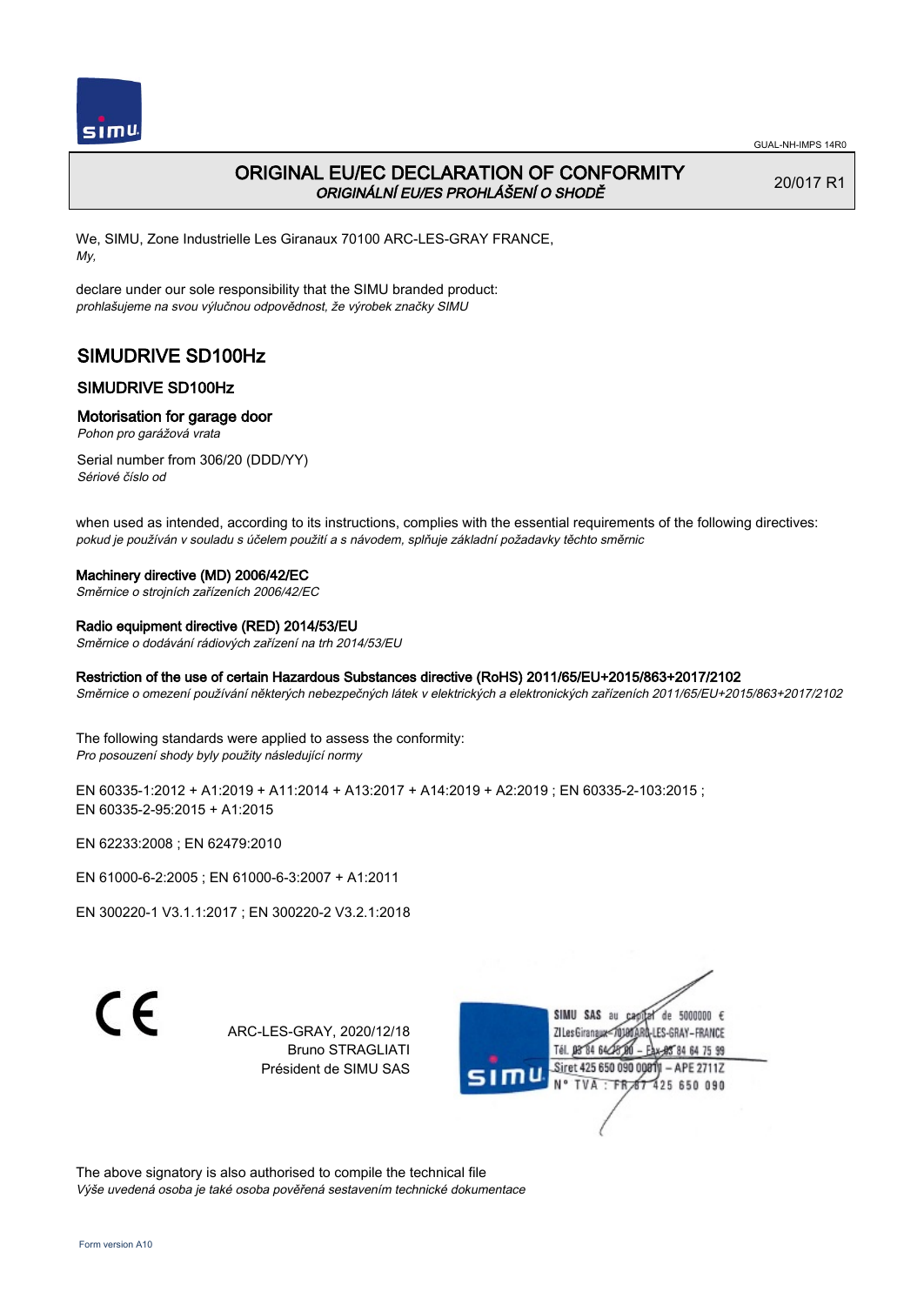# ORIGINAL EU/EC DECLARATION OF CONFORMITY
*ORIGINÁLNÍ EU/ES PROHLÁŠENÍ O SHODĚ*

20/017 R1

We, SIMU, Zone Industrielle Les Giranaux 70100 ARC-LES-GRAY FRANCE,
*My,*

declare under our sole responsibility that the SIMU branded product:
*prohlašujeme na svou výlučnou odpovědnost, že výrobek značky SIMU*

## SIMUDRIVE SD100Hz

### SIMUDRIVE SD100Hz

### Motorisation for garage door
*Pohon pro garážová vrata*

Serial number from 306/20 (DDD/YY)
*Sériové číslo od*

when used as intended, according to its instructions, complies with the essential requirements of the following directives:
*pokud je používán v souladu s účelem použití a s návodem, splňuje základní požadavky těchto směrnic*

**Machinery directive (MD) 2006/42/EC**
*Směrnice o strojních zařízeních 2006/42/EC*

**Radio equipment directive (RED) 2014/53/EU**
*Směrnice o dodávání rádiových zařízení na trh 2014/53/EU*

**Restriction of the use of certain Hazardous Substances directive (RoHS) 2011/65/EU+2015/863+2017/2102**
*Směrnice o omezení používání některých nebezpečných látek v elektrických a elektronických zařízeních 2011/65/EU+2015/863+2017/2102*

The following standards were applied to assess the conformity:
*Pro posouzení shody byly použity následující normy*

EN 60335-1:2012 + A1:2019 + A11:2014 + A13:2017 + A14:2019 + A2:2019 ; EN 60335-2-103:2015 ;
EN 60335-2-95:2015 + A1:2015

EN 62233:2008 ; EN 62479:2010

EN 61000-6-2:2005 ; EN 61000-6-3:2007 + A1:2011

EN 300220-1 V3.1.1:2017 ; EN 300220-2 V3.2.1:2018

CE

ARC-LES-GRAY, 2020/12/18
Bruno STRAGLIATI
Président de SIMU SAS

SIMU SAS au capital de 5000000 €
ZI Les Giranaux 70100 ARC-LES-GRAY-FRANCE
Tél. 03 84 64 75 00 - Fax 03 84 64 75 99
Siret 425 650 090 00011 - APE 2711Z
N° TVA : FR 87 425 650 090

The above signatory is also authorised to compile the technical file
*Výše uvedená osoba je také osoba pověřená sestavením technické dokumentace*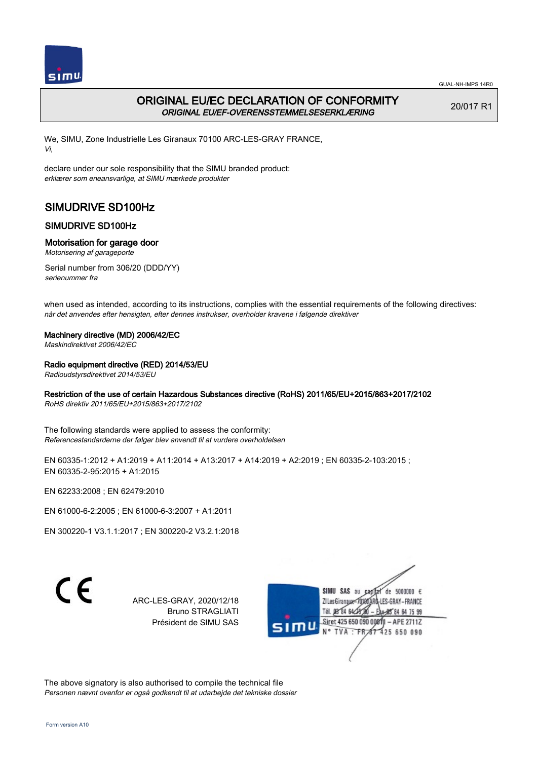GUAL-NH-IMPS 14R0

# ORIGINAL EU/EC DECLARATION OF CONFORMITY
*ORIGINAL EU/EF-OVERENSSTEMMELSESERKLÆRING*

20/017 R1

We, SIMU, Zone Industrielle Les Giranaux 70100 ARC-LES-GRAY FRANCE,
*Vi,*

declare under our sole responsibility that the SIMU branded product:
*erklærer som eneansvarlige, at SIMU mærkede produkter*

## SIMUDRIVE SD100Hz

### SIMUDRIVE SD100Hz

### Motorisation for garage door
*Motorisering af garageporte*

Serial number from 306/20 (DDD/YY)
*serienummer fra*

when used as intended, according to its instructions, complies with the essential requirements of the following directives:
*når det anvendes efter hensigten, efter dennes instrukser, overholder kravene i følgende direktiver*

**Machinery directive (MD) 2006/42/EC**
*Maskindirektivet 2006/42/EC*

**Radio equipment directive (RED) 2014/53/EU**
*Radioudstyrsdirektivet 2014/53/EU*

**Restriction of the use of certain Hazardous Substances directive (RoHS) 2011/65/EU+2015/863+2017/2102**
*RoHS direktiv 2011/65/EU+2015/863+2017/2102*

The following standards were applied to assess the conformity:
*Referencestandarderne der følger blev anvendt til at vurdere overholdelsen*

EN 60335-1:2012 + A1:2019 + A11:2014 + A13:2017 + A14:2019 + A2:2019 ; EN 60335-2-103:2015 ;
EN 60335-2-95:2015 + A1:2015

EN 62233:2008 ; EN 62479:2010

EN 61000-6-2:2005 ; EN 61000-6-3:2007 + A1:2011

EN 300220-1 V3.1.1:2017 ; EN 300220-2 V3.2.1:2018

CE

ARC-LES-GRAY, 2020/12/18
Bruno STRAGLIATI
Président de SIMU SAS

SIMU SAS au capital de 5000000 €
ZI Les Giranaux 70100 ARC-LES-GRAY-FRANCE
Tél. 03 84 64 75 00 – Fax 03 84 64 75 99
Siret 425 650 090 00011 – APE 2711Z
N° TVA : FR 87 425 650 090

The above signatory is also authorised to compile the technical file
*Personen nævnt ovenfor er også godkendt til at udarbejde det tekniske dossier*

Form version A10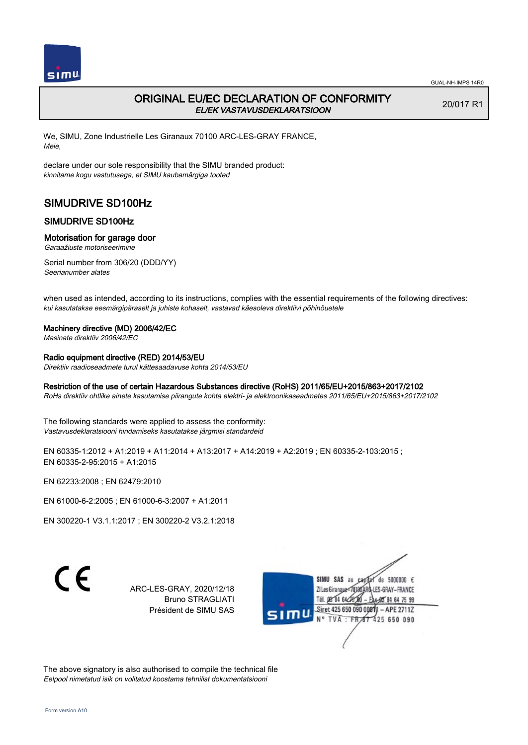# ORIGINAL EU/EC DECLARATION OF CONFORMITY

*EL/EK VASTAVUSDEKLARATSIOON*

20/017 R1

We, SIMU, Zone Industrielle Les Giranaux 70100 ARC-LES-GRAY FRANCE,
*Meie,*

declare under our sole responsibility that the SIMU branded product:
*kinnitame kogu vastutusega, et SIMU kaubamärgiga tooted*

## SIMUDRIVE SD100Hz

### SIMUDRIVE SD100Hz

### Motorisation for garage door

*Garaažiuste motoriseerimine*

Serial number from 306/20 (DDD/YY)
*Seerianumber alates*

when used as intended, according to its instructions, complies with the essential requirements of the following directives:
*kui kasutatakse eesmärgipäraselt ja juhiste kohaselt, vastavad käesoleva direktiivi põhinõuetele*

**Machinery directive (MD) 2006/42/EC**
*Masinate direktiiv 2006/42/EC*

**Radio equipment directive (RED) 2014/53/EU**
*Direktiiv raadioseadmete turul kättesaadavuse kohta 2014/53/EU*

**Restriction of the use of certain Hazardous Substances directive (RoHS) 2011/65/EU+2015/863+2017/2102**
*RoHs direktiiv ohtlike ainete kasutamise piirangute kohta elektri- ja elektroonikaseadmetes 2011/65/EU+2015/863+2017/2102*

The following standards were applied to assess the conformity:
*Vastavusdeklaratsiooni hindamiseks kasutatakse järgmisi standardeid*

EN 60335-1:2012 + A1:2019 + A11:2014 + A13:2017 + A14:2019 + A2:2019 ; EN 60335-2-103:2015 ;
EN 60335-2-95:2015 + A1:2015

EN 62233:2008 ; EN 62479:2010

EN 61000-6-2:2005 ; EN 61000-6-3:2007 + A1:2011

EN 300220-1 V3.1.1:2017 ; EN 300220-2 V3.2.1:2018

ARC-LES-GRAY, 2020/12/18
Bruno STRAGLIATI
Président de SIMU SAS

SIMU SAS au capital de 5000000 €
ZI Les Giranaux - 70100 ARC-LES-GRAY - FRANCE
Tél. 03 84 64 75 00 - Fax 03 84 64 75 99
Siret 425 650 090 00011 - APE 2711Z
N° TVA : FR 87 425 650 090

The above signatory is also authorised to compile the technical file
*Eelpool nimetatud isik on volitatud koostama tehnilist dokumentatsiooni*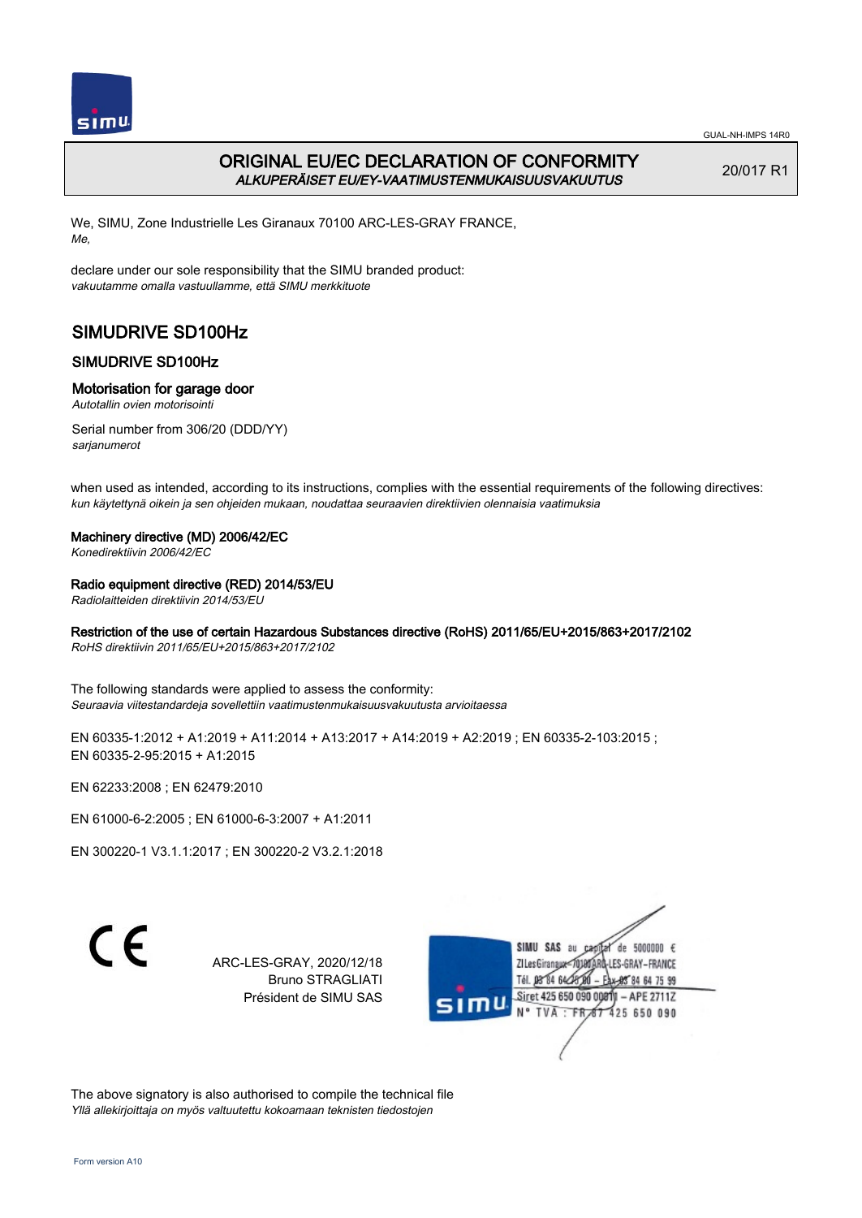GUAL-NH-IMPS 14R0

# ORIGINAL EU/EC DECLARATION OF CONFORMITY
*ALKUPERÄISET EU/EY-VAATIMUSTENMUKAISUUSVAKUUTUS*

20/017 R1

We, SIMU, Zone Industrielle Les Giranaux 70100 ARC-LES-GRAY FRANCE,
*Me,*

declare under our sole responsibility that the SIMU branded product:
*vakuutamme omalla vastuullamme, että SIMU merkkituote*

## SIMUDRIVE SD100Hz

### SIMUDRIVE SD100Hz

### Motorisation for garage door
*Autotallin ovien motorisointi*

Serial number from 306/20 (DDD/YY)
*sarjanumerot*

when used as intended, according to its instructions, complies with the essential requirements of the following directives:
*kun käytettynä oikein ja sen ohjeiden mukaan, noudattaa seuraavien direktiivien olennaisia vaatimuksia*

**Machinery directive (MD) 2006/42/EC**
*Konedirektiivin 2006/42/EC*

**Radio equipment directive (RED) 2014/53/EU**
*Radiolaitteiden direktiivin 2014/53/EU*

**Restriction of the use of certain Hazardous Substances directive (RoHS) 2011/65/EU+2015/863+2017/2102**
*RoHS direktiivin 2011/65/EU+2015/863+2017/2102*

The following standards were applied to assess the conformity:
*Seuraavia viitestandardeja sovellettiin vaatimustenmukaisuusvakuutusta arvioitaessa*

EN 60335-1:2012 + A1:2019 + A11:2014 + A13:2017 + A14:2019 + A2:2019 ; EN 60335-2-103:2015 ;
EN 60335-2-95:2015 + A1:2015

EN 62233:2008 ; EN 62479:2010

EN 61000-6-2:2005 ; EN 61000-6-3:2007 + A1:2011

EN 300220-1 V3.1.1:2017 ; EN 300220-2 V3.2.1:2018

CE

ARC-LES-GRAY, 2020/12/18
Bruno STRAGLIATI
Président de SIMU SAS

SIMU SAS au capital de 5000000 €
ZI Les Giranaux 70100 ARC-LES-GRAY-FRANCE
Tél. 03 84 64 75 00 – Fax 03 84 64 75 99
Siret 425 650 090 00011 – APE 2711Z
N° TVA : FR 87 425 650 090

The above signatory is also authorised to compile the technical file
*Yllä allekirjoittaja on myös valtuutettu kokoamaan teknisten tiedostojen*

Form version A10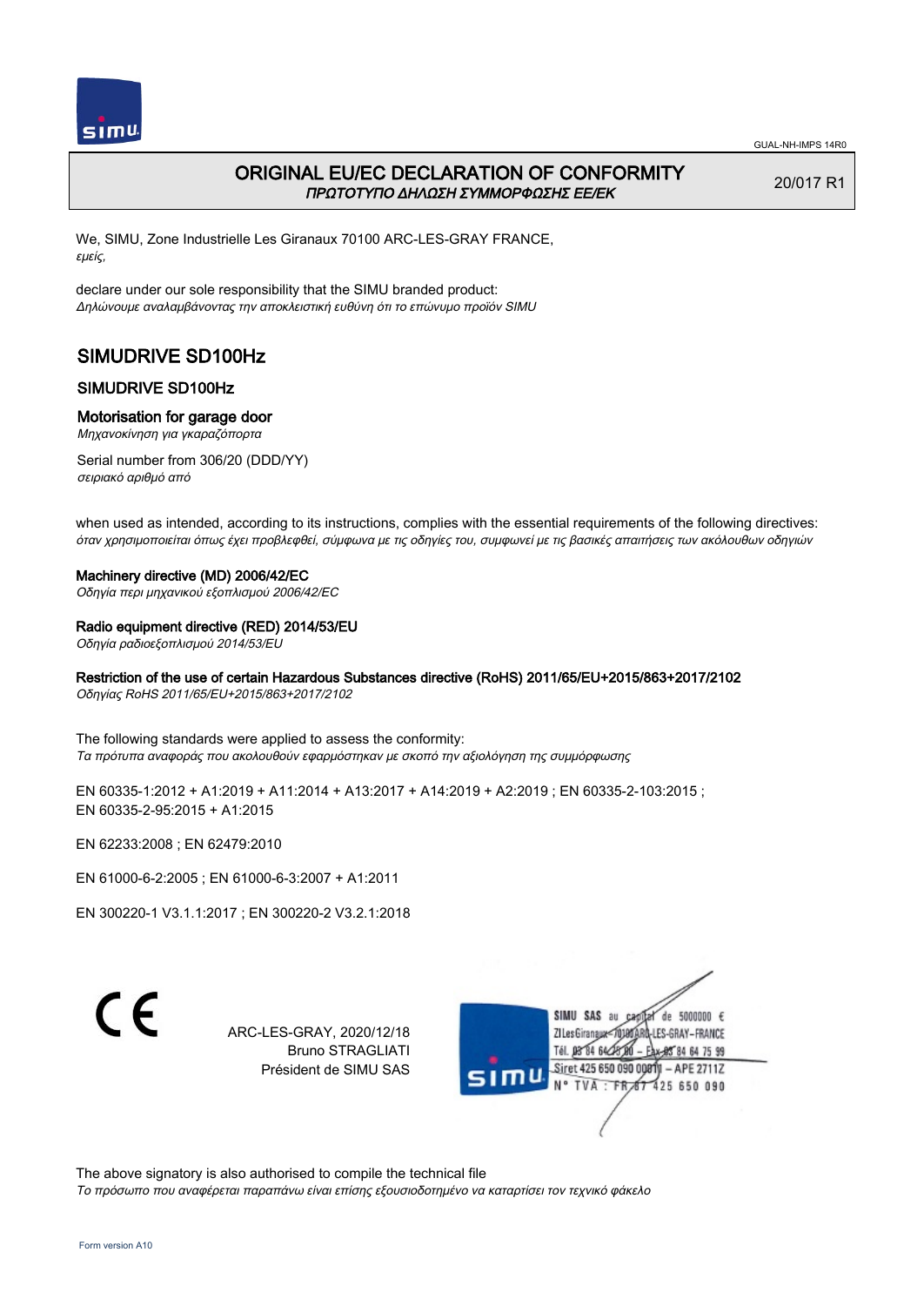GUAL-NH-IMPS 14R0

# ORIGINAL EU/EC DECLARATION OF CONFORMITY

*ΠΡΩΤΟΤΥΠΟ ΔΗΛΩΣΗ ΣΥΜΜΟΡΦΩΣΗΣ ΕΕ/ΕΚ*

20/017 R1

We, SIMU, Zone Industrielle Les Giranaux 70100 ARC-LES-GRAY FRANCE,
*εμείς,*

declare under our sole responsibility that the SIMU branded product:
*Δηλώνουμε αναλαμβάνοντας την αποκλειστική ευθύνη ότι το επώνυμο προϊόν SIMU*

## SIMUDRIVE SD100Hz

### SIMUDRIVE SD100Hz

### Motorisation for garage door

*Μηχανοκίνηση για γκαραζόπορτα*

Serial number from 306/20 (DDD/YY)
*σειριακό αριθμό από*

when used as intended, according to its instructions, complies with the essential requirements of the following directives:
*όταν χρησιμοποιείται όπως έχει προβλεφθεί, σύμφωνα με τις οδηγίες του, συμφωνεί με τις βασικές απαιτήσεις των ακόλουθων οδηγιών*

**Machinery directive (MD) 2006/42/EC**
*Οδηγία περι μηχανικού εξοπλισμού 2006/42/EC*

**Radio equipment directive (RED) 2014/53/EU**
*Οδηγία ραδιοεξοπλισμού 2014/53/EU*

**Restriction of the use of certain Hazardous Substances directive (RoHS) 2011/65/EU+2015/863+2017/2102**
*Οδηγίας RoHS 2011/65/EU+2015/863+2017/2102*

The following standards were applied to assess the conformity:
*Τα πρότυπα αναφοράς που ακολουθούν εφαρμόστηκαν με σκοπό την αξιολόγηση της συμμόρφωσης*

EN 60335-1:2012 + A1:2019 + A11:2014 + A13:2017 + A14:2019 + A2:2019 ; EN 60335-2-103:2015 ;
EN 60335-2-95:2015 + A1:2015

EN 62233:2008 ; EN 62479:2010

EN 61000-6-2:2005 ; EN 61000-6-3:2007 + A1:2011

EN 300220-1 V3.1.1:2017 ; EN 300220-2 V3.2.1:2018

CE

ARC-LES-GRAY, 2020/12/18
Bruno STRAGLIATI
Président de SIMU SAS

SIMU SAS au capital de 5000000 €
ZI Les Giranaux 70100 ARC-LES-GRAY-FRANCE
Tél. 03 84 64 75 00 – Fax 03 84 64 75 99
Siret 425 650 090 00011 – APE 2711Z
N° TVA : FR 87 425 650 090

The above signatory is also authorised to compile the technical file
*Το πρόσωπο που αναφέρεται παραπάνω είναι επίσης εξουσιοδοτημένο να καταρτίσει τον τεχνικό φάκελο*

Form version A10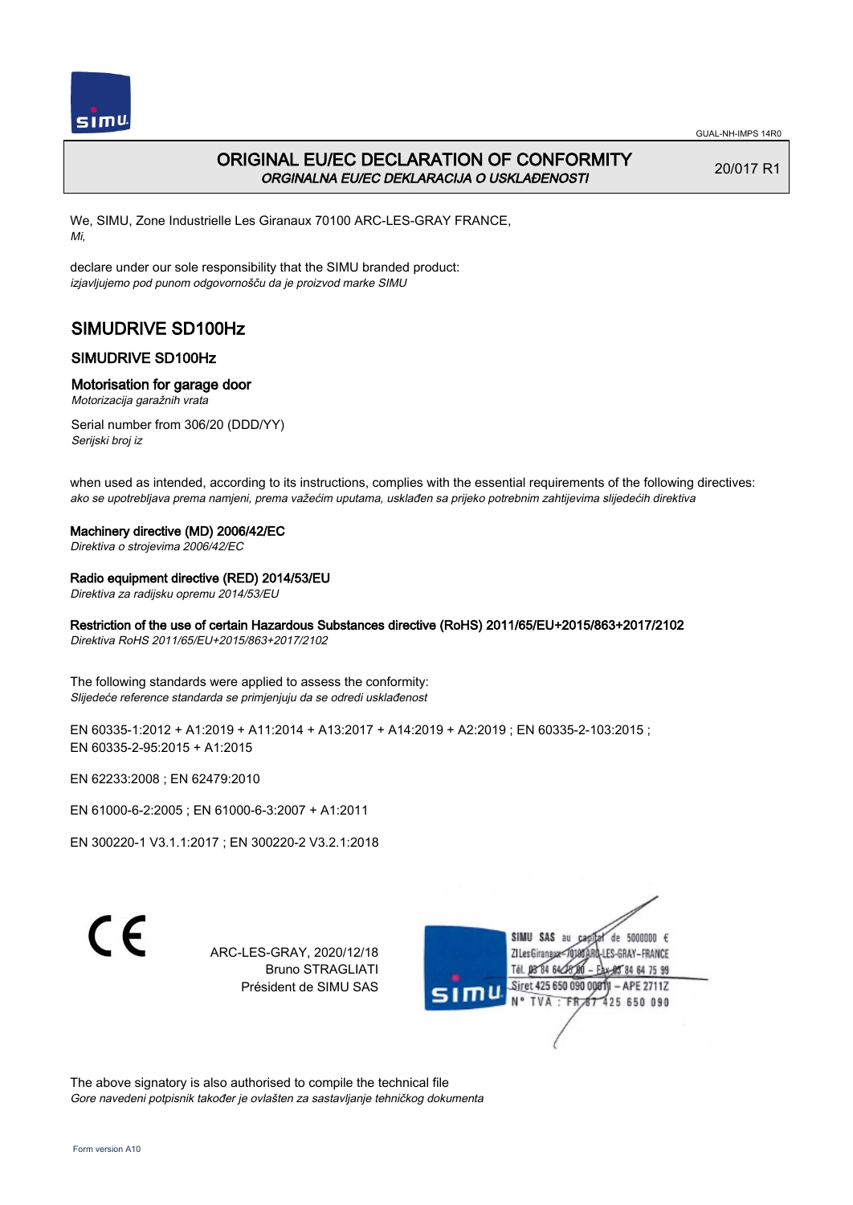# ORIGINAL EU/EC DECLARATION OF CONFORMITY
*ORGINALNA EU/EC DEKLARACIJA O USKLAĐENOSTI*

20/017 R1

We, SIMU, Zone Industrielle Les Giranaux 70100 ARC-LES-GRAY FRANCE,
*Mi,*

declare under our sole responsibility that the SIMU branded product:
*izjavljujemo pod punom odgovornošču da je proizvod marke SIMU*

## SIMUDRIVE SD100Hz

### SIMUDRIVE SD100Hz

### Motorisation for garage door
*Motorizacija garažnih vrata*

Serial number from 306/20 (DDD/YY)
*Serijski broj iz*

when used as intended, according to its instructions, complies with the essential requirements of the following directives:
*ako se upotrebljava prema namjeni, prema važećim uputama, usklađen sa prijeko potrebnim zahtijevima slijedećih direktiva*

**Machinery directive (MD) 2006/42/EC**
*Direktiva o strojevima 2006/42/EC*

**Radio equipment directive (RED) 2014/53/EU**
*Direktiva za radijsku opremu 2014/53/EU*

**Restriction of the use of certain Hazardous Substances directive (RoHS) 2011/65/EU+2015/863+2017/2102**
*Direktiva RoHS 2011/65/EU+2015/863+2017/2102*

The following standards were applied to assess the conformity:
*Slijedeće reference standarda se primjenjuju da se odredi usklađenost*

EN 60335‑1:2012 + A1:2019 + A11:2014 + A13:2017 + A14:2019 + A2:2019 ; EN 60335‑2‑103:2015 ;
EN 60335‑2‑95:2015 + A1:2015

EN 62233:2008 ; EN 62479:2010

EN 61000‑6‑2:2005 ; EN 61000‑6‑3:2007 + A1:2011

EN 300220‑1 V3.1.1:2017 ; EN 300220‑2 V3.2.1:2018

CE

ARC-LES-GRAY, 2020/12/18
Bruno STRAGLIATI
Président de SIMU SAS

SIMU SAS au capital de 5000000 €
ZI Les Giranaux 70100 ARC-LES-GRAY-FRANCE
Tél. 03 84 64 75 00 – Fax 03 84 64 75 99
Siret 425 650 090 00011 – APE 2711Z
N° TVA : FR 87 425 650 090

The above signatory is also authorised to compile the technical file
*Gore navedeni potpisnik također je ovlašten za sastavljanje tehničkog dokumenta*

Form version A10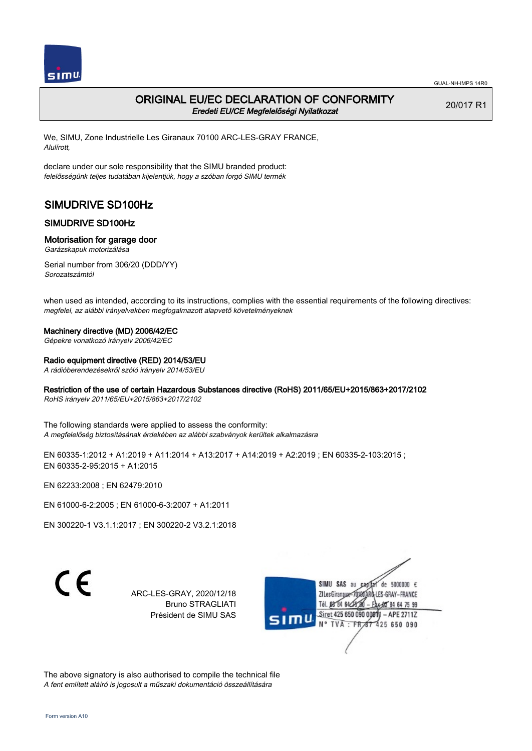GUAL-NH-IMPS 14R0

# ORIGINAL EU/EC DECLARATION OF CONFORMITY

*Eredeti EU/CE Megfelelőségi Nyilatkozat*

20/017 R1

We, SIMU, Zone Industrielle Les Giranaux 70100 ARC-LES-GRAY FRANCE,
*Alulírott,*

declare under our sole responsibility that the SIMU branded product:
*felelősségünk teljes tudatában kijelentjük, hogy a szóban forgó SIMU termék*

## SIMUDRIVE SD100Hz

### SIMUDRIVE SD100Hz

### Motorisation for garage door

*Garázskapuk motorizálása*

Serial number from 306/20 (DDD/YY)
*Sorozatszámtól*

when used as intended, according to its instructions, complies with the essential requirements of the following directives:
*megfelel, az alábbi irányelvekben megfogalmazott alapvető követelményeknek*

**Machinery directive (MD) 2006/42/EC**
*Gépekre vonatkozó irányelv 2006/42/EC*

**Radio equipment directive (RED) 2014/53/EU**
*A rádióberendezésekről szóló irányelv 2014/53/EU*

**Restriction of the use of certain Hazardous Substances directive (RoHS) 2011/65/EU+2015/863+2017/2102**
*RoHS irányelv 2011/65/EU+2015/863+2017/2102*

The following standards were applied to assess the conformity:
*A megfelelőség biztosításának érdekében az alábbi szabványok kerültek alkalmazásra*

EN 60335-1:2012 + A1:2019 + A11:2014 + A13:2017 + A14:2019 + A2:2019 ; EN 60335-2-103:2015 ;
EN 60335-2-95:2015 + A1:2015

EN 62233:2008 ; EN 62479:2010

EN 61000-6-2:2005 ; EN 61000-6-3:2007 + A1:2011

EN 300220-1 V3.1.1:2017 ; EN 300220-2 V3.2.1:2018

CE

ARC-LES-GRAY, 2020/12/18
Bruno STRAGLIATI
Président de SIMU SAS

SIMU SAS au capital de 5000000 €
ZI Les Giranaux 70100 ARC-LES-GRAY-FRANCE
Tél. 03 84 64 75 00 – Fax 03 84 64 75 99
Siret 425 650 090 00011 – APE 2711Z
N° TVA : FR 87 425 650 090

The above signatory is also authorised to compile the technical file
*A fent említett aláíró is jogosult a műszaki dokumentáció összeállítására*

Form version A10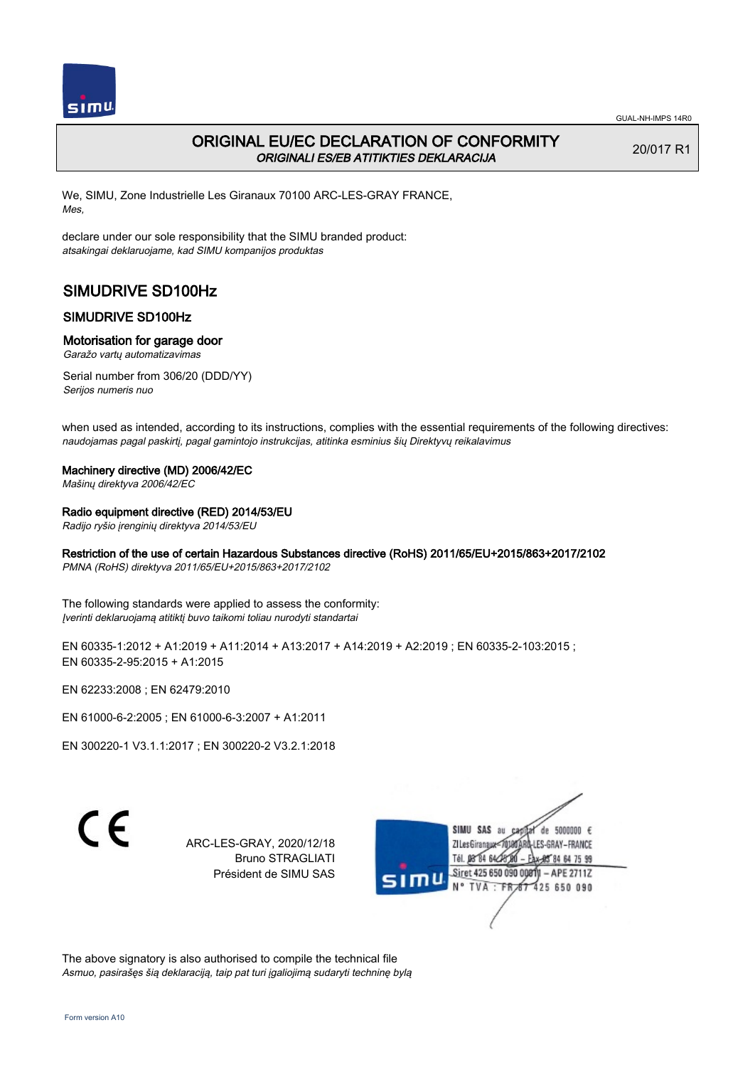GUAL-NH-IMPS 14R0

# ORIGINAL EU/EC DECLARATION OF CONFORMITY
*ORIGINALI ES/EB ATITIKTIES DEKLARACIJA*

20/017 R1

We, SIMU, Zone Industrielle Les Giranaux 70100 ARC-LES-GRAY FRANCE,
*Mes,*

declare under our sole responsibility that the SIMU branded product:
*atsakingai deklaruojame, kad SIMU kompanijos produktas*

## SIMUDRIVE SD100Hz

### SIMUDRIVE SD100Hz

### Motorisation for garage door
*Garažo vartų automatizavimas*

Serial number from 306/20 (DDD/YY)
*Serijos numeris nuo*

when used as intended, according to its instructions, complies with the essential requirements of the following directives:
*naudojamas pagal paskirtį, pagal gamintojo instrukcijas, atitinka esminius šių Direktyvų reikalavimus*

**Machinery directive (MD) 2006/42/EC**
*Mašinų direktyva 2006/42/EC*

**Radio equipment directive (RED) 2014/53/EU**
*Radijo ryšio įrenginių direktyva 2014/53/EU*

**Restriction of the use of certain Hazardous Substances directive (RoHS) 2011/65/EU+2015/863+2017/2102**
*PMNA (RoHS) direktyva 2011/65/EU+2015/863+2017/2102*

The following standards were applied to assess the conformity:
*Įverinti deklaruojamą atitiktį buvo taikomi toliau nurodyti standartai*

EN 60335-1:2012 + A1:2019 + A11:2014 + A13:2017 + A14:2019 + A2:2019 ; EN 60335-2-103:2015 ;
EN 60335-2-95:2015 + A1:2015

EN 62233:2008 ; EN 62479:2010

EN 61000-6-2:2005 ; EN 61000-6-3:2007 + A1:2011

EN 300220-1 V3.1.1:2017 ; EN 300220-2 V3.2.1:2018

ARC-LES-GRAY, 2020/12/18
Bruno STRAGLIATI
Président de SIMU SAS

SIMU SAS au capital de 5000000 €
ZI Les Giranaux 70100 ARC-LES-GRAY-FRANCE
Tél. 03 84 64 75 00 – Fax 03 84 64 75 99
Siret 425 650 090 00011 – APE 2711Z
N° TVA : FR 87 425 650 090

The above signatory is also authorised to compile the technical file
*Asmuo, pasirašęs šią deklaraciją, taip pat turi įgaliojimą sudaryti techninę bylą*

Form version A10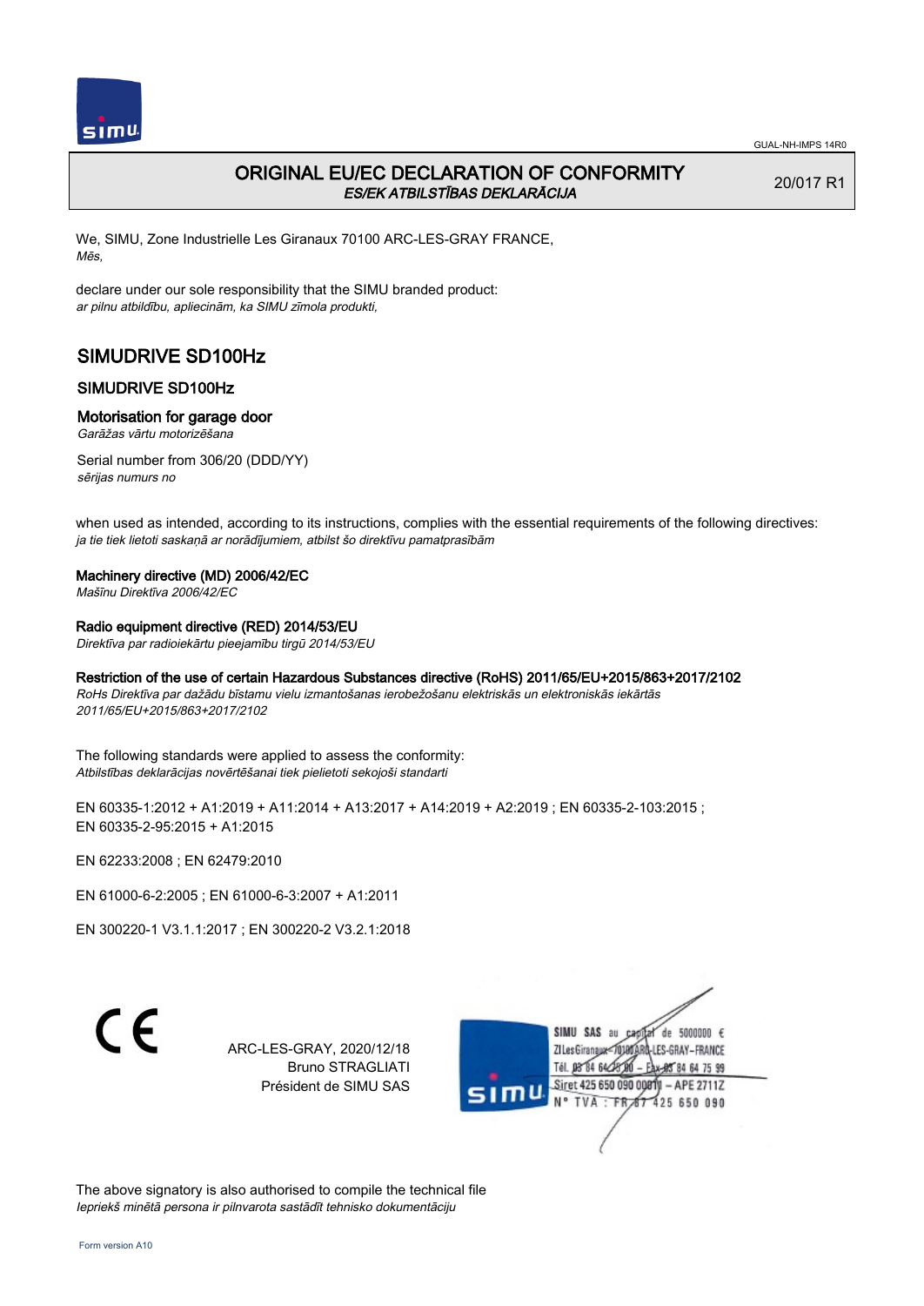# ORIGINAL EU/EC DECLARATION OF CONFORMITY

*ES/EK ATBILSTĪBAS DEKLARĀCIJA*

20/017 R1

We, SIMU, Zone Industrielle Les Giranaux 70100 ARC-LES-GRAY FRANCE,
*Mēs,*

declare under our sole responsibility that the SIMU branded product:
*ar pilnu atbildību, apliecinām, ka SIMU zīmola produkti,*

## SIMUDRIVE SD100Hz

### SIMUDRIVE SD100Hz

### Motorisation for garage door

*Garāžas vārtu motorizēšana*

Serial number from 306/20 (DDD/YY)
*sērijas numurs no*

when used as intended, according to its instructions, complies with the essential requirements of the following directives:
*ja tie tiek lietoti saskaņā ar norādījumiem, atbilst šo direktīvu pamatprasībām*

**Machinery directive (MD) 2006/42/EC**
*Mašīnu Direktīva 2006/42/EC*

**Radio equipment directive (RED) 2014/53/EU**
*Direktīva par radioiekārtu pieejamību tirgū 2014/53/EU*

**Restriction of the use of certain Hazardous Substances directive (RoHS) 2011/65/EU+2015/863+2017/2102**
*RoHs Direktīva par dažādu bīstamu vielu izmantošanas ierobežošanu elektriskās un elektroniskās iekārtās 2011/65/EU+2015/863+2017/2102*

The following standards were applied to assess the conformity:
*Atbilstības deklarācijas novērtēšanai tiek pielietoti sekojoši standarti*

EN 60335-1:2012 + A1:2019 + A11:2014 + A13:2017 + A14:2019 + A2:2019 ; EN 60335-2-103:2015 ;
EN 60335-2-95:2015 + A1:2015

EN 62233:2008 ; EN 62479:2010

EN 61000-6-2:2005 ; EN 61000-6-3:2007 + A1:2011

EN 300220-1 V3.1.1:2017 ; EN 300220-2 V3.2.1:2018

CE

ARC-LES-GRAY, 2020/12/18
Bruno STRAGLIATI
Président de SIMU SAS

SIMU SAS au capital de 5000000 €
ZI Les Giranaux 70100 ARC-LES-GRAY-FRANCE
Tél. 03 84 64 75 00 – Fax 03 84 64 75 99
Siret 425 650 090 00011 – APE 2711Z
N° TVA : FR 67 425 650 090

The above signatory is also authorised to compile the technical file
*Iepriekš minētā persona ir pilnvarota sastādīt tehnisko dokumentāciju*

Form version A10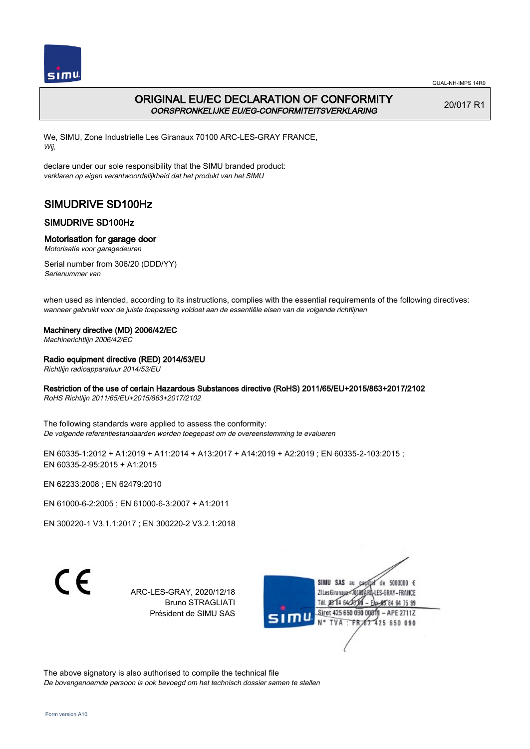GUAL-NH-IMPS 14R0

# ORIGINAL EU/EC DECLARATION OF CONFORMITY

*OORSPRONKELIJKE EU/EG-CONFORMITEITSVERKLARING*

20/017 R1

We, SIMU, Zone Industrielle Les Giranaux 70100 ARC-LES-GRAY FRANCE,
*Wij,*

declare under our sole responsibility that the SIMU branded product:
*verklaren op eigen verantwoordelijkheid dat het produkt van het SIMU*

## SIMUDRIVE SD100Hz

### SIMUDRIVE SD100Hz

### Motorisation for garage door

*Motorisatie voor garagedeuren*

Serial number from 306/20 (DDD/YY)
*Serienummer van*

when used as intended, according to its instructions, complies with the essential requirements of the following directives:
*wanneer gebruikt voor de juiste toepassing voldoet aan de essentiële eisen van de volgende richtlijnen*

**Machinery directive (MD) 2006/42/EC**
*Machinerichtlijn 2006/42/EC*

**Radio equipment directive (RED) 2014/53/EU**
*Richtlijn radioapparatuur 2014/53/EU*

**Restriction of the use of certain Hazardous Substances directive (RoHS) 2011/65/EU+2015/863+2017/2102**
*RoHS Richtlijn 2011/65/EU+2015/863+2017/2102*

The following standards were applied to assess the conformity:
*De volgende referentiestandaarden worden toegepast om de overeenstemming te evalueren*

EN 60335-1:2012 + A1:2019 + A11:2014 + A13:2017 + A14:2019 + A2:2019 ; EN 60335-2-103:2015 ;
EN 60335-2-95:2015 + A1:2015

EN 62233:2008 ; EN 62479:2010

EN 61000-6-2:2005 ; EN 61000-6-3:2007 + A1:2011

EN 300220-1 V3.1.1:2017 ; EN 300220-2 V3.2.1:2018

CE

ARC-LES-GRAY, 2020/12/18
Bruno STRAGLIATI
Président de SIMU SAS

SIMU SAS au capital de 5000000 €
ZI Les Giranaux 70100 ARC-LES-GRAY–FRANCE
Tél. 03 84 64 75 00 – Fax 03 84 64 75 99
Siret 425 650 090 00011 – APE 2711Z
N° TVA : FR 87 425 650 090

The above signatory is also authorised to compile the technical file
*De bovengenoemde persoon is ook bevoegd om het technisch dossier samen te stellen*

Form version A10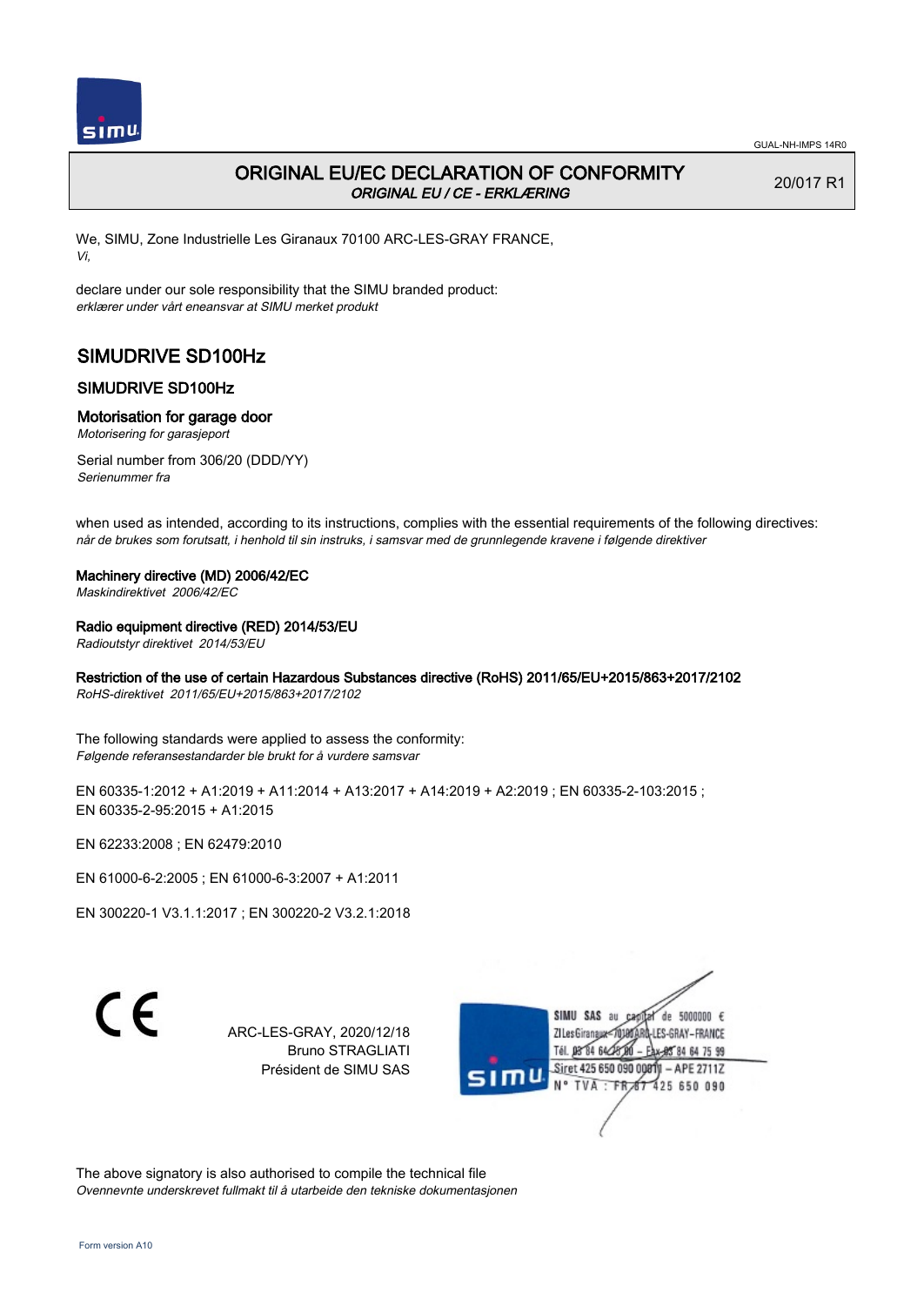GUAL-NH-IMPS 14R0

# ORIGINAL EU/EC DECLARATION OF CONFORMITY
*ORIGINAL EU / CE - ERKLÆRING*

20/017 R1

We, SIMU, Zone Industrielle Les Giranaux 70100 ARC-LES-GRAY FRANCE,
*Vi,*

declare under our sole responsibility that the SIMU branded product:
*erklærer under vårt eneansvar at SIMU merket produkt*

## SIMUDRIVE SD100Hz

### SIMUDRIVE SD100Hz

### Motorisation for garage door
*Motorisering for garasjeport*

Serial number from 306/20 (DDD/YY)
*Serienummer fra*

when used as intended, according to its instructions, complies with the essential requirements of the following directives:
*når de brukes som forutsatt, i henhold til sin instruks, i samsvar med de grunnlegende kravene i følgende direktiver*

**Machinery directive (MD) 2006/42/EC**
*Maskindirektivet 2006/42/EC*

**Radio equipment directive (RED) 2014/53/EU**
*Radioutstyr direktivet 2014/53/EU*

**Restriction of the use of certain Hazardous Substances directive (RoHS) 2011/65/EU+2015/863+2017/2102**
*RoHS-direktivet 2011/65/EU+2015/863+2017/2102*

The following standards were applied to assess the conformity:
*Følgende referansestandarder ble brukt for å vurdere samsvar*

EN 60335-1:2012 + A1:2019 + A11:2014 + A13:2017 + A14:2019 + A2:2019 ; EN 60335-2-103:2015 ;
EN 60335-2-95:2015 + A1:2015

EN 62233:2008 ; EN 62479:2010

EN 61000-6-2:2005 ; EN 61000-6-3:2007 + A1:2011

EN 300220-1 V3.1.1:2017 ; EN 300220-2 V3.2.1:2018

CE

ARC-LES-GRAY, 2020/12/18
Bruno STRAGLIATI
Président de SIMU SAS

SIMU SAS au capital de 5000000 €
ZI Les Giranaux 70100 ARC-LES-GRAY-FRANCE
Tél. 03 84 64 75 00 – Fax 03 84 64 75 99
Siret 425 650 090 00011 – APE 2711Z
N° TVA : FR 87 425 650 090

The above signatory is also authorised to compile the technical file
*Ovennevnte underskrevet fullmakt til å utarbeide den tekniske dokumentasjonen*

Form version A10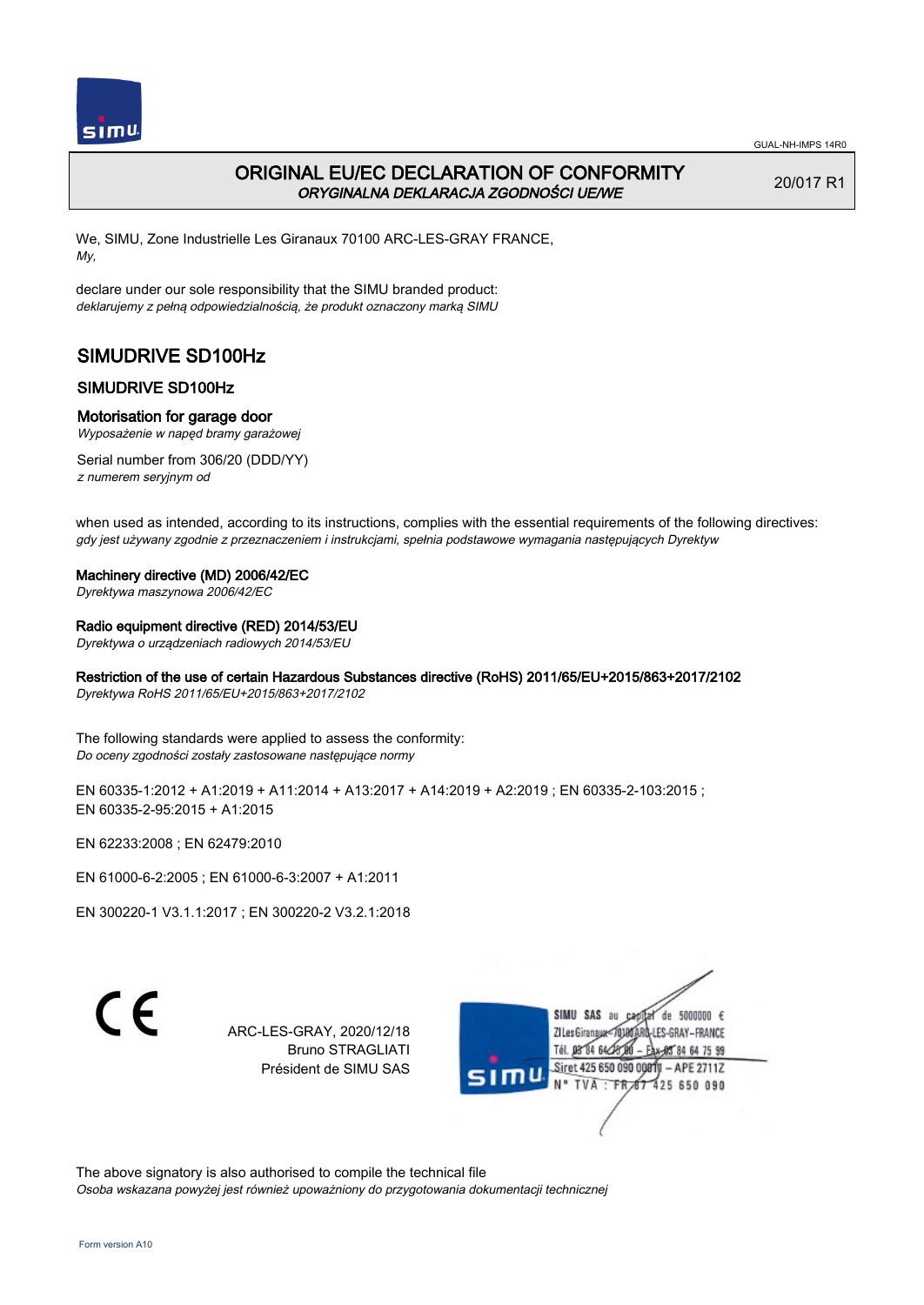GUAL-NH-IMPS 14R0

# ORIGINAL EU/EC DECLARATION OF CONFORMITY

*ORYGINALNA DEKLARACJA ZGODNOŚCI UE/WE*

20/017 R1

We, SIMU, Zone Industrielle Les Giranaux 70100 ARC-LES-GRAY FRANCE,
*My,*

declare under our sole responsibility that the SIMU branded product:
*deklarujemy z pełną odpowiedzialnością, że produkt oznaczony marką SIMU*

## SIMUDRIVE SD100Hz

### SIMUDRIVE SD100Hz

### Motorisation for garage door

*Wyposażenie w napęd bramy garażowej*

Serial number from 306/20 (DDD/YY)
*z numerem seryjnym od*

when used as intended, according to its instructions, complies with the essential requirements of the following directives:
*gdy jest używany zgodnie z przeznaczeniem i instrukcjami, spełnia podstawowe wymagania następujących Dyrektyw*

**Machinery directive (MD) 2006/42/EC**
*Dyrektywa maszynowa 2006/42/EC*

**Radio equipment directive (RED) 2014/53/EU**
*Dyrektywa o urządzeniach radiowych 2014/53/EU*

**Restriction of the use of certain Hazardous Substances directive (RoHS) 2011/65/EU+2015/863+2017/2102**
*Dyrektywa RoHS 2011/65/EU+2015/863+2017/2102*

The following standards were applied to assess the conformity:
*Do oceny zgodności zostały zastosowane następujące normy*

EN 60335-1:2012 + A1:2019 + A11:2014 + A13:2017 + A14:2019 + A2:2019 ; EN 60335-2-103:2015 ;
EN 60335-2-95:2015 + A1:2015

EN 62233:2008 ; EN 62479:2010

EN 61000-6-2:2005 ; EN 61000-6-3:2007 + A1:2011

EN 300220-1 V3.1.1:2017 ; EN 300220-2 V3.2.1:2018

CE

ARC-LES-GRAY, 2020/12/18
Bruno STRAGLIATI
Président de SIMU SAS

SIMU SAS au capital de 5000000 €
ZI Les Giranaux 70100 ARC-LES-GRAY–FRANCE
Tél. 03 84 64 75 00 – Fax 03 84 64 75 99
Siret 425 650 090 00011 – APE 2711Z
N° TVA : FR 87 425 650 090

The above signatory is also authorised to compile the technical file
*Osoba wskazana powyżej jest również upoważniony do przygotowania dokumentacji technicznej*

Form version A10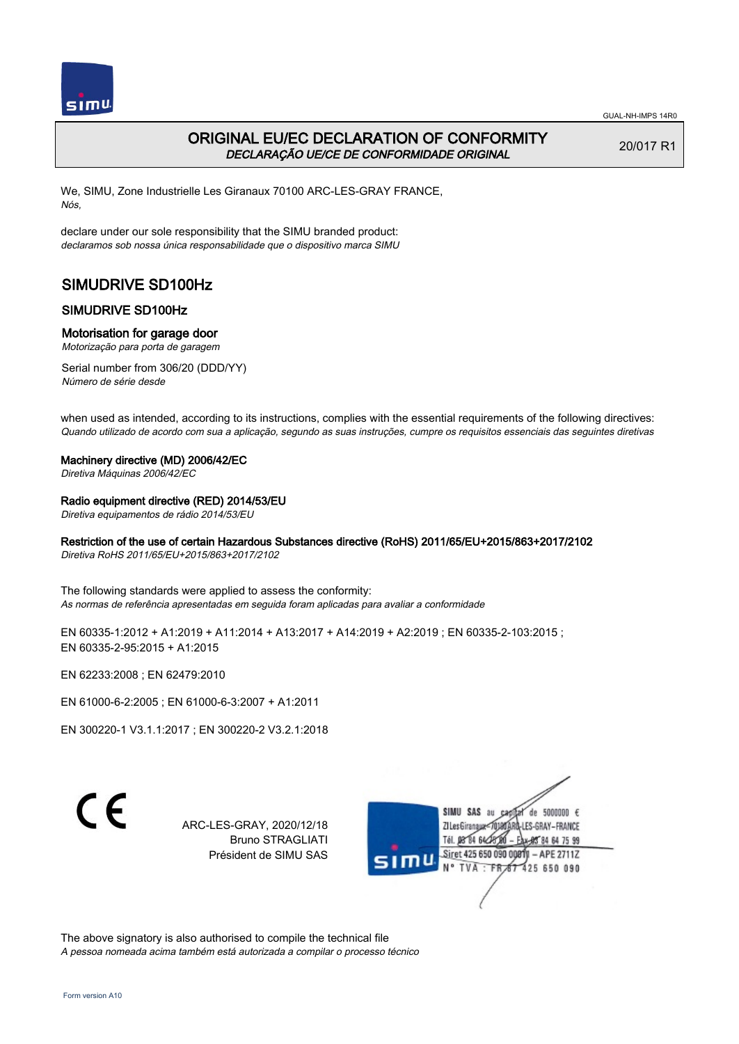GUAL-NH-IMPS 14R0

# ORIGINAL EU/EC DECLARATION OF CONFORMITY

*DECLARAÇÃO UE/CE DE CONFORMIDADE ORIGINAL*

20/017 R1

We, SIMU, Zone Industrielle Les Giranaux 70100 ARC-LES-GRAY FRANCE,
*Nós,*

declare under our sole responsibility that the SIMU branded product:
*declaramos sob nossa única responsabilidade que o dispositivo marca SIMU*

## SIMUDRIVE SD100Hz

### SIMUDRIVE SD100Hz

### Motorisation for garage door

*Motorização para porta de garagem*

Serial number from 306/20 (DDD/YY)
*Número de série desde*

when used as intended, according to its instructions, complies with the essential requirements of the following directives:
*Quando utilizado de acordo com sua a aplicação, segundo as suas instruções, cumpre os requisitos essenciais das seguintes diretivas*

**Machinery directive (MD) 2006/42/EC**
*Diretiva Máquinas 2006/42/EC*

**Radio equipment directive (RED) 2014/53/EU**
*Diretiva equipamentos de rádio 2014/53/EU*

**Restriction of the use of certain Hazardous Substances directive (RoHS) 2011/65/EU+2015/863+2017/2102**
*Diretiva RoHS 2011/65/EU+2015/863+2017/2102*

The following standards were applied to assess the conformity:
*As normas de referência apresentadas em seguida foram aplicadas para avaliar a conformidade*

EN 60335-1:2012 + A1:2019 + A11:2014 + A13:2017 + A14:2019 + A2:2019 ; EN 60335-2-103:2015 ;
EN 60335-2-95:2015 + A1:2015

EN 62233:2008 ; EN 62479:2010

EN 61000-6-2:2005 ; EN 61000-6-3:2007 + A1:2011

EN 300220-1 V3.1.1:2017 ; EN 300220-2 V3.2.1:2018

CE

ARC-LES-GRAY, 2020/12/18
Bruno STRAGLIATI
Président de SIMU SAS

SIMU SAS au capital de 5000000 €
ZI Les Giranaux 70100 ARC-LES-GRAY–FRANCE
Tél. 03 84 64 75 00 – Fax 03 84 64 75 99
Siret 425 650 090 00011 – APE 2711Z
N° TVA : FR 87 425 650 090

The above signatory is also authorised to compile the technical file
*A pessoa nomeada acima também está autorizada a compilar o processo técnico*

Form version A10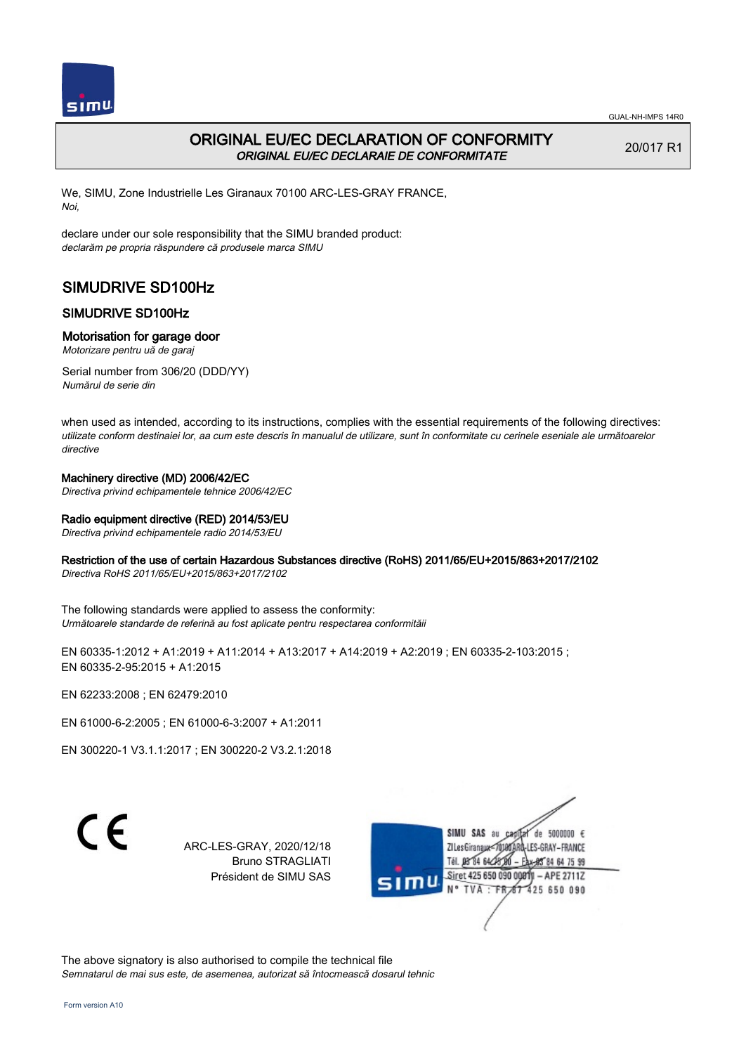# ORIGINAL EU/EC DECLARATION OF CONFORMITY

*ORIGINAL EU/EC DECLARAIE DE CONFORMITATE*

20/017 R1

We, SIMU, Zone Industrielle Les Giranaux 70100 ARC-LES-GRAY FRANCE,
*Noi,*

declare under our sole responsibility that the SIMU branded product:
*declarăm pe propria răspundere că produsele marca SIMU*

## SIMUDRIVE SD100Hz

### SIMUDRIVE SD100Hz

### Motorisation for garage door

*Motorizare pentru uă de garaj*

Serial number from 306/20 (DDD/YY)
*Numărul de serie din*

when used as intended, according to its instructions, complies with the essential requirements of the following directives:
*utilizate conform destinaiei lor, aa cum este descris în manualul de utilizare, sunt în conformitate cu cerinele eseniale ale următoarelor directive*

**Machinery directive (MD) 2006/42/EC**
*Directiva privind echipamentele tehnice 2006/42/EC*

**Radio equipment directive (RED) 2014/53/EU**
*Directiva privind echipamentele radio 2014/53/EU*

**Restriction of the use of certain Hazardous Substances directive (RoHS) 2011/65/EU+2015/863+2017/2102**
*Directiva RoHS 2011/65/EU+2015/863+2017/2102*

The following standards were applied to assess the conformity:
*Următoarele standarde de referină au fost aplicate pentru respectarea conformităii*

EN 60335-1:2012 + A1:2019 + A11:2014 + A13:2017 + A14:2019 + A2:2019 ; EN 60335-2-103:2015 ;
EN 60335-2-95:2015 + A1:2015

EN 62233:2008 ; EN 62479:2010

EN 61000-6-2:2005 ; EN 61000-6-3:2007 + A1:2011

EN 300220-1 V3.1.1:2017 ; EN 300220-2 V3.2.1:2018

CE

ARC-LES-GRAY, 2020/12/18
Bruno STRAGLIATI
Président de SIMU SAS

SIMU SAS au capital de 5000000 €
ZI Les Giranaux 70100 ARC-LES-GRAY-FRANCE
Tél. 03 84 64 75 00 – Fax 03 84 64 75 99
Siret 425 650 090 00011 – APE 2711Z
N° TVA : FR 87 425 650 090

The above signatory is also authorised to compile the technical file
*Semnatarul de mai sus este, de asemenea, autorizat să întocmească dosarul tehnic*

Form version A10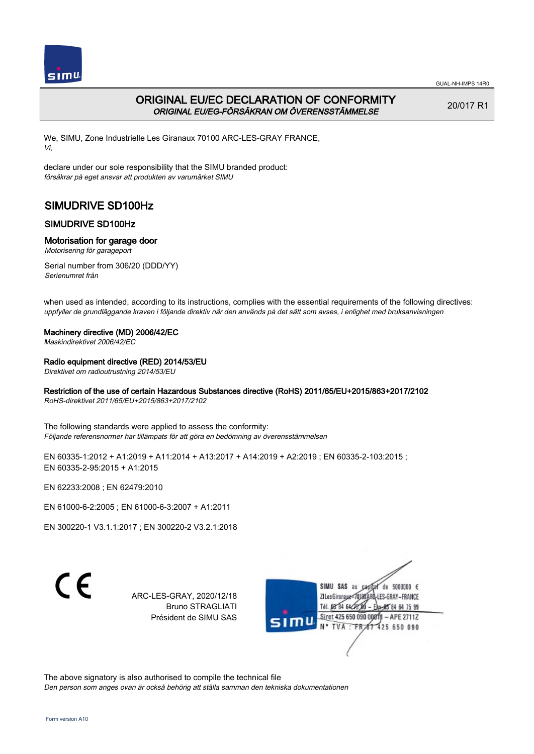GUAL-NH-IMPS 14R0

# ORIGINAL EU/EC DECLARATION OF CONFORMITY
*ORIGINAL EU/EG-FÖRSÄKRAN OM ÖVERENSSTÄMMELSE*

20/017 R1

We, SIMU, Zone Industrielle Les Giranaux 70100 ARC-LES-GRAY FRANCE,
*Vi,*

declare under our sole responsibility that the SIMU branded product:
*försäkrar på eget ansvar att produkten av varumärket SIMU*

## SIMUDRIVE SD100Hz

### SIMUDRIVE SD100Hz

### Motorisation for garage door
*Motorisering för garageport*

Serial number from 306/20 (DDD/YY)
*Serienumret från*

when used as intended, according to its instructions, complies with the essential requirements of the following directives:
*uppfyller de grundläggande kraven i följande direktiv när den används på det sätt som avses, i enlighet med bruksanvisningen*

**Machinery directive (MD) 2006/42/EC**
*Maskindirektivet 2006/42/EC*

**Radio equipment directive (RED) 2014/53/EU**
*Direktivet om radioutrustning 2014/53/EU*

**Restriction of the use of certain Hazardous Substances directive (RoHS) 2011/65/EU+2015/863+2017/2102**
*RoHS-direktivet 2011/65/EU+2015/863+2017/2102*

The following standards were applied to assess the conformity:
*Följande referensnormer har tillämpats för att göra en bedömning av överensstämmelsen*

EN 60335-1:2012 + A1:2019 + A11:2014 + A13:2017 + A14:2019 + A2:2019 ; EN 60335-2-103:2015 ;
EN 60335-2-95:2015 + A1:2015

EN 62233:2008 ; EN 62479:2010

EN 61000-6-2:2005 ; EN 61000-6-3:2007 + A1:2011

EN 300220-1 V3.1.1:2017 ; EN 300220-2 V3.2.1:2018

CE

ARC-LES-GRAY, 2020/12/18
Bruno STRAGLIATI
Président de SIMU SAS

SIMU SAS au capital de 5000000 €
ZI Les Giranaux 70100 ARC-LES-GRAY-FRANCE
Tél. 03 84 64 75 00 – Fax 03 84 64 75 99
Siret 425 650 090 00011 – APE 2711Z
N° TVA : FR 87 425 650 090

The above signatory is also authorised to compile the technical file
*Den person som anges ovan är också behörig att ställa samman den tekniska dokumentationen*

Form version A10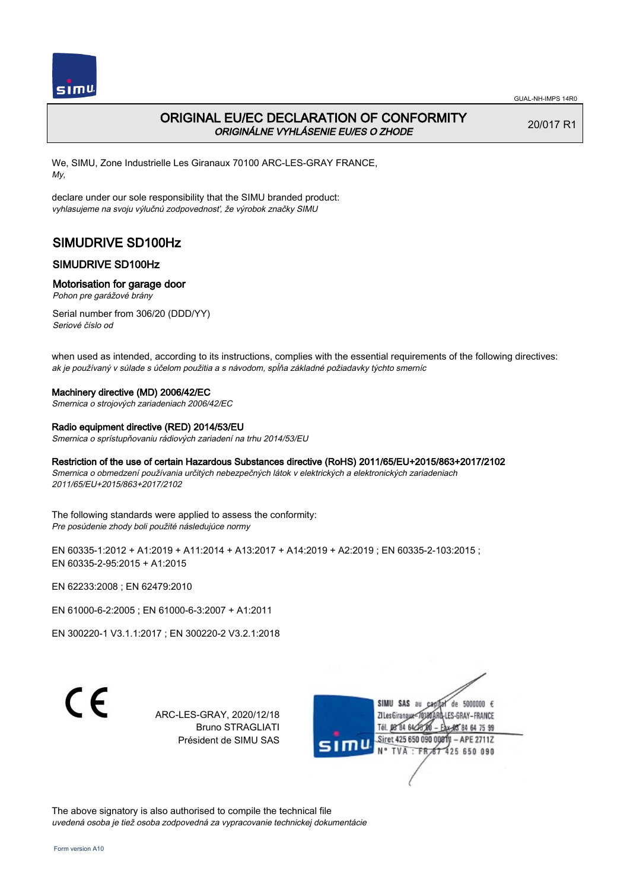GUAL-NH-IMPS 14R0

# ORIGINAL EU/EC DECLARATION OF CONFORMITY

*ORIGINÁLNE VYHLÁSENIE EU/ES O ZHODE*

20/017 R1

We, SIMU, Zone Industrielle Les Giranaux 70100 ARC-LES-GRAY FRANCE,
*My,*

declare under our sole responsibility that the SIMU branded product:
*vyhlasujeme na svoju výlučnú zodpovednosť, že výrobok značky SIMU*

## SIMUDRIVE SD100Hz

### SIMUDRIVE SD100Hz

### Motorisation for garage door

*Pohon pre garážové brány*

Serial number from 306/20 (DDD/YY)
*Seriové číslo od*

when used as intended, according to its instructions, complies with the essential requirements of the following directives:
*ak je používaný v súlade s účelom použitia a s návodom, spĺňa základné požiadavky týchto smerníc*

**Machinery directive (MD) 2006/42/EC**
*Smernica o strojových zariadeniach 2006/42/EC*

**Radio equipment directive (RED) 2014/53/EU**
*Smernica o sprístupňovaniu rádiových zariadení na trhu 2014/53/EU*

**Restriction of the use of certain Hazardous Substances directive (RoHS) 2011/65/EU+2015/863+2017/2102**
*Smernica o obmedzení používania určitých nebezpečných látok v elektrických a elektronických zariadeniach 2011/65/EU+2015/863+2017/2102*

The following standards were applied to assess the conformity:
*Pre posúdenie zhody boli použité následujúce normy*

EN 60335-1:2012 + A1:2019 + A11:2014 + A13:2017 + A14:2019 + A2:2019 ; EN 60335-2-103:2015 ;
EN 60335-2-95:2015 + A1:2015

EN 62233:2008 ; EN 62479:2010

EN 61000-6-2:2005 ; EN 61000-6-3:2007 + A1:2011

EN 300220-1 V3.1.1:2017 ; EN 300220-2 V3.2.1:2018

CE

ARC-LES-GRAY, 2020/12/18
Bruno STRAGLIATI
Président de SIMU SAS

SIMU SAS au capital de 5000000 €
ZI Les Giranaux 70100 ARC-LES-GRAY-FRANCE
Tél. 03 84 64 75 00 – Fax 03 84 64 75 99
Siret 425 650 090 00011 – APE 2711Z
N° TVA : FR 87 425 650 090

The above signatory is also authorised to compile the technical file
*uvedená osoba je tiež osoba zodpovedná za vypracovanie technickej dokumentácie*

Form version A10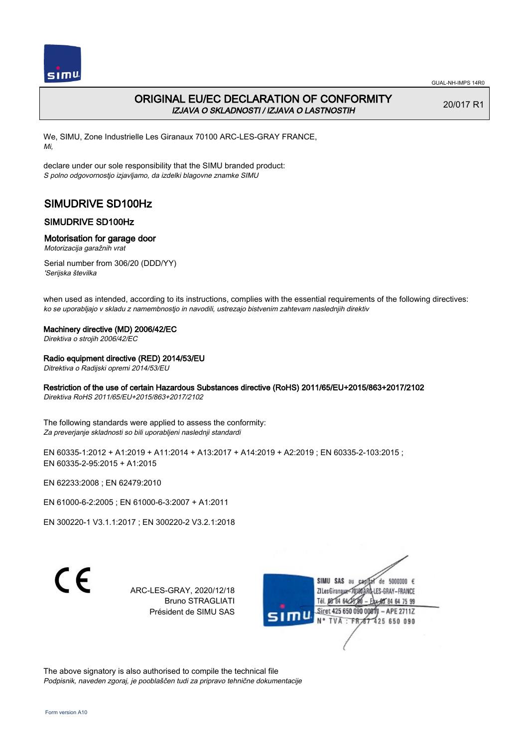GUAL-NH-IMPS 14R0

# ORIGINAL EU/EC DECLARATION OF CONFORMITY

*IZJAVA O SKLADNOSTI / IZJAVA O LASTNOSTIH*

20/017 R1

We, SIMU, Zone Industrielle Les Giranaux 70100 ARC-LES-GRAY FRANCE,
*Mi,*

declare under our sole responsibility that the SIMU branded product:
*S polno odgovornostjo izjavljamo, da izdelki blagovne znamke SIMU*

## SIMUDRIVE SD100Hz

### SIMUDRIVE SD100Hz

### Motorisation for garage door

*Motorizacija garažnih vrat*

Serial number from 306/20 (DDD/YY)
*'Serijska številka*

when used as intended, according to its instructions, complies with the essential requirements of the following directives:
*ko se uporabljajo v skladu z namembnostjo in navodili, ustrezajo bistvenim zahtevam naslednjih direktiv*

**Machinery directive (MD) 2006/42/EC**
*Direktiva o strojih 2006/42/EC*

**Radio equipment directive (RED) 2014/53/EU**
*Ditrektiva o Radijski opremi 2014/53/EU*

**Restriction of the use of certain Hazardous Substances directive (RoHS) 2011/65/EU+2015/863+2017/2102**
*Direktiva RoHS 2011/65/EU+2015/863+2017/2102*

The following standards were applied to assess the conformity:
*Za preverjanje skladnosti so bili uporabljeni naslednji standardi*

EN 60335-1:2012 + A1:2019 + A11:2014 + A13:2017 + A14:2019 + A2:2019 ; EN 60335-2-103:2015 ; EN 60335-2-95:2015 + A1:2015

EN 62233:2008 ; EN 62479:2010

EN 61000-6-2:2005 ; EN 61000-6-3:2007 + A1:2011

EN 300220-1 V3.1.1:2017 ; EN 300220-2 V3.2.1:2018

ARC-LES-GRAY, 2020/12/18
Bruno STRAGLIATI
Président de SIMU SAS

SIMU SAS au capital de 5000000 €
ZI Les Giranaux 70100 ARC-LES-GRAY-FRANCE
Tél. 03 84 64 75 00 – Fax 03 84 64 75 99
Siret 425 650 090 00011 – APE 2711Z
N° TVA : FR 87 425 650 090

The above signatory is also authorised to compile the technical file
*Podpisnik, naveden zgoraj, je pooblaščen tudi za pripravo tehnične dokumentacije*

Form version A10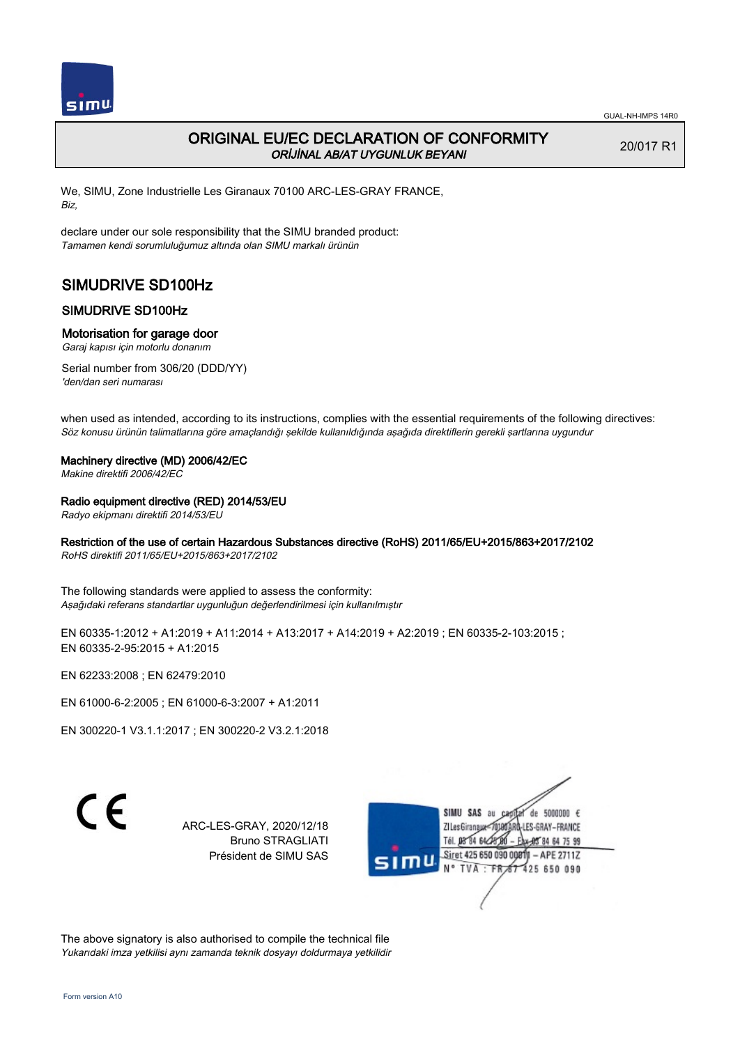GUAL-NH-IMPS 14R0

# ORIGINAL EU/EC DECLARATION OF CONFORMITY
*ORİJİNAL AB/AT UYGUNLUK BEYANI*

20/017 R1

We, SIMU, Zone Industrielle Les Giranaux 70100 ARC-LES-GRAY FRANCE,
*Biz,*

declare under our sole responsibility that the SIMU branded product:
*Tamamen kendi sorumluluğumuz altında olan SIMU markalı ürünün*

## SIMUDRIVE SD100Hz

### SIMUDRIVE SD100Hz

### Motorisation for garage door
*Garaj kapısı için motorlu donanım*

Serial number from 306/20 (DDD/YY)
*'den/dan seri numarası*

when used as intended, according to its instructions, complies with the essential requirements of the following directives:
*Söz konusu ürünün talimatlarına göre amaçlandığı şekilde kullanıldığında aşağıda direktiflerin gerekli şartlarına uygundur*

**Machinery directive (MD) 2006/42/EC**
*Makine direktifi 2006/42/EC*

**Radio equipment directive (RED) 2014/53/EU**
*Radyo ekipmanı direktifi 2014/53/EU*

**Restriction of the use of certain Hazardous Substances directive (RoHS) 2011/65/EU+2015/863+2017/2102**
*RoHS direktifi 2011/65/EU+2015/863+2017/2102*

The following standards were applied to assess the conformity:
*Aşağıdaki referans standartlar uygunluğun değerlendirilmesi için kullanılmıştır*

EN 60335-1:2012 + A1:2019 + A11:2014 + A13:2017 + A14:2019 + A2:2019 ; EN 60335-2-103:2015 ;
EN 60335-2-95:2015 + A1:2015

EN 62233:2008 ; EN 62479:2010

EN 61000-6-2:2005 ; EN 61000-6-3:2007 + A1:2011

EN 300220-1 V3.1.1:2017 ; EN 300220-2 V3.2.1:2018

CE

ARC-LES-GRAY, 2020/12/18
Bruno STRAGLIATI
Président de SIMU SAS

SIMU SAS au capital de 5000000 €
ZI Les Giranaux 70100 ARC-LES-GRAY-FRANCE
Tél. 03 84 64 75 00 – Fax 03 84 64 75 99
Siret 425 650 090 00011 – APE 2711Z
N° TVA : FR 87 425 650 090

The above signatory is also authorised to compile the technical file
*Yukarıdaki imza yetkilisi aynı zamanda teknik dosyayı doldurmaya yetkilidir*

Form version A10